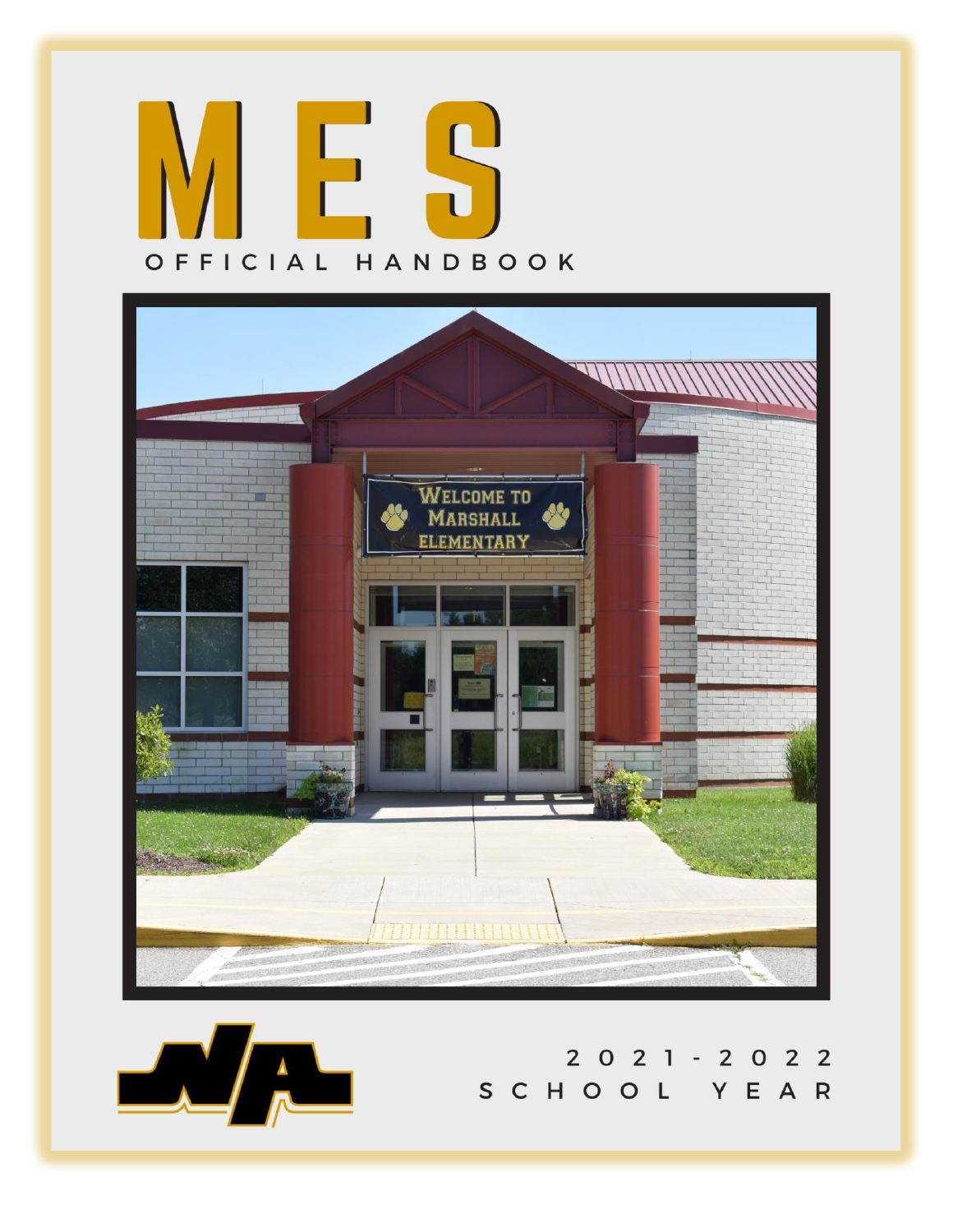# MES

OFFICIAL HANDBOOK

2021-2022
SCHOOL YEAR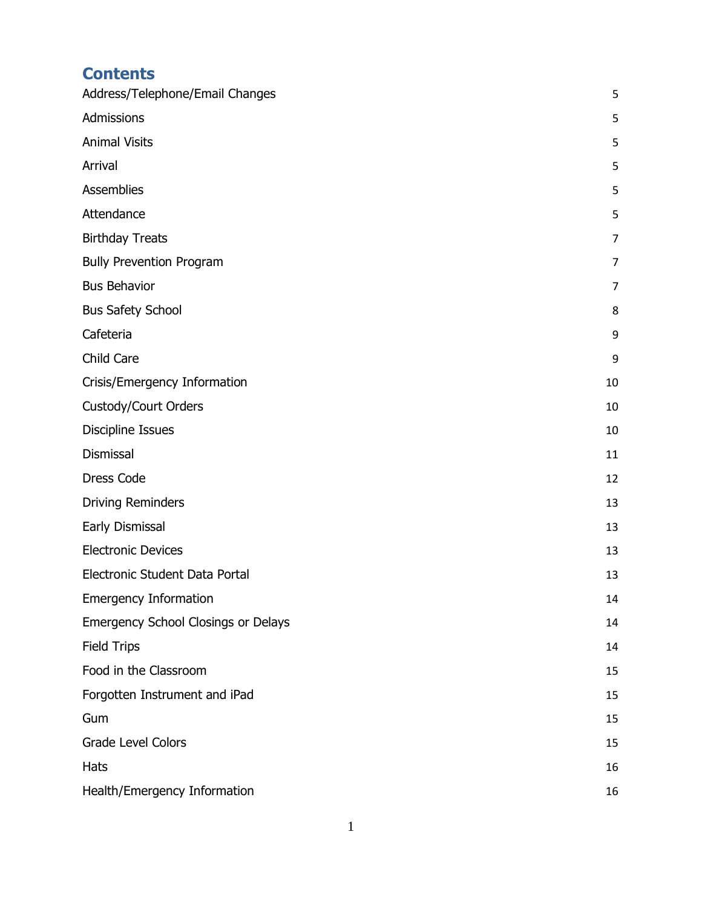# Contents

| | |
|---|---|
| Address/Telephone/Email Changes | 5 |
| Admissions | 5 |
| Animal Visits | 5 |
| Arrival | 5 |
| Assemblies | 5 |
| Attendance | 5 |
| Birthday Treats | 7 |
| Bully Prevention Program | 7 |
| Bus Behavior | 7 |
| Bus Safety School | 8 |
| Cafeteria | 9 |
| Child Care | 9 |
| Crisis/Emergency Information | 10 |
| Custody/Court Orders | 10 |
| Discipline Issues | 10 |
| Dismissal | 11 |
| Dress Code | 12 |
| Driving Reminders | 13 |
| Early Dismissal | 13 |
| Electronic Devices | 13 |
| Electronic Student Data Portal | 13 |
| Emergency Information | 14 |
| Emergency School Closings or Delays | 14 |
| Field Trips | 14 |
| Food in the Classroom | 15 |
| Forgotten Instrument and iPad | 15 |
| Gum | 15 |
| Grade Level Colors | 15 |
| Hats | 16 |
| Health/Emergency Information | 16 |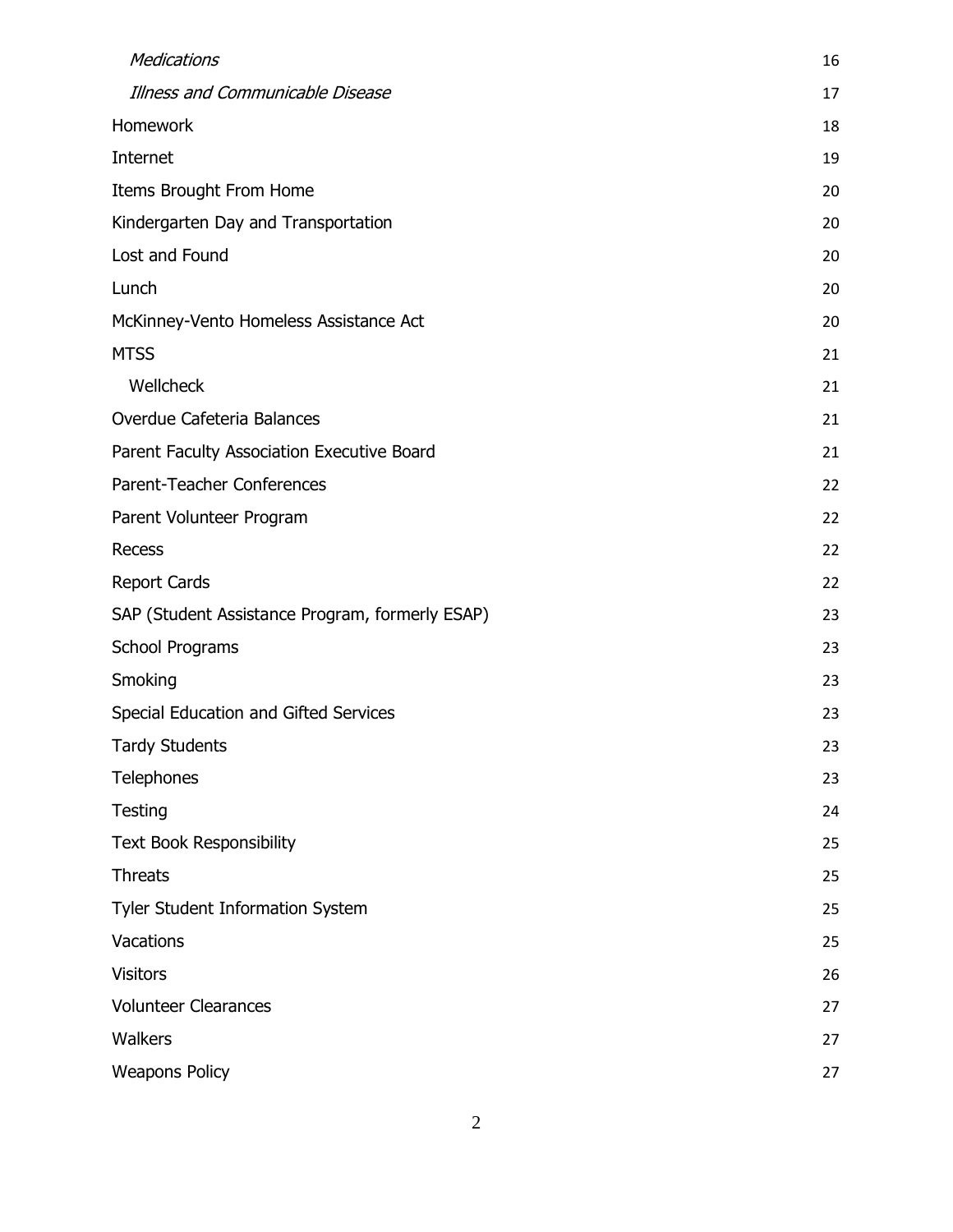| | |
|---|---|
| *Medications* | 16 |
| *Illness and Communicable Disease* | 17 |
| Homework | 18 |
| Internet | 19 |
| Items Brought From Home | 20 |
| Kindergarten Day and Transportation | 20 |
| Lost and Found | 20 |
| Lunch | 20 |
| McKinney-Vento Homeless Assistance Act | 20 |
| MTSS | 21 |
| Wellcheck | 21 |
| Overdue Cafeteria Balances | 21 |
| Parent Faculty Association Executive Board | 21 |
| Parent-Teacher Conferences | 22 |
| Parent Volunteer Program | 22 |
| Recess | 22 |
| Report Cards | 22 |
| SAP (Student Assistance Program, formerly ESAP) | 23 |
| School Programs | 23 |
| Smoking | 23 |
| Special Education and Gifted Services | 23 |
| Tardy Students | 23 |
| Telephones | 23 |
| Testing | 24 |
| Text Book Responsibility | 25 |
| Threats | 25 |
| Tyler Student Information System | 25 |
| Vacations | 25 |
| Visitors | 26 |
| Volunteer Clearances | 27 |
| Walkers | 27 |
| Weapons Policy | 27 |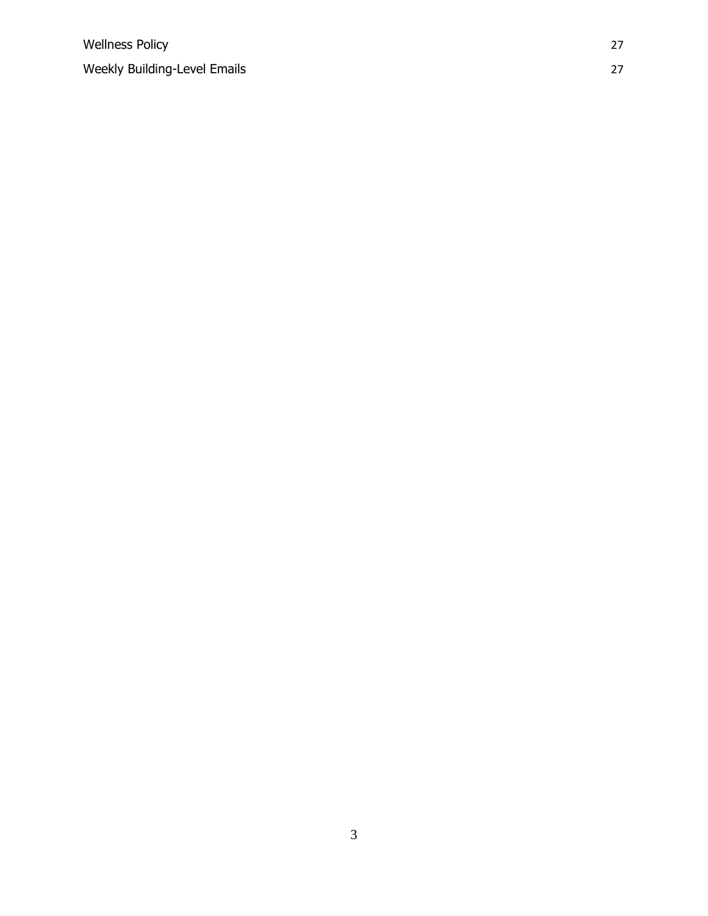Wellness Policy 27

Weekly Building-Level Emails 27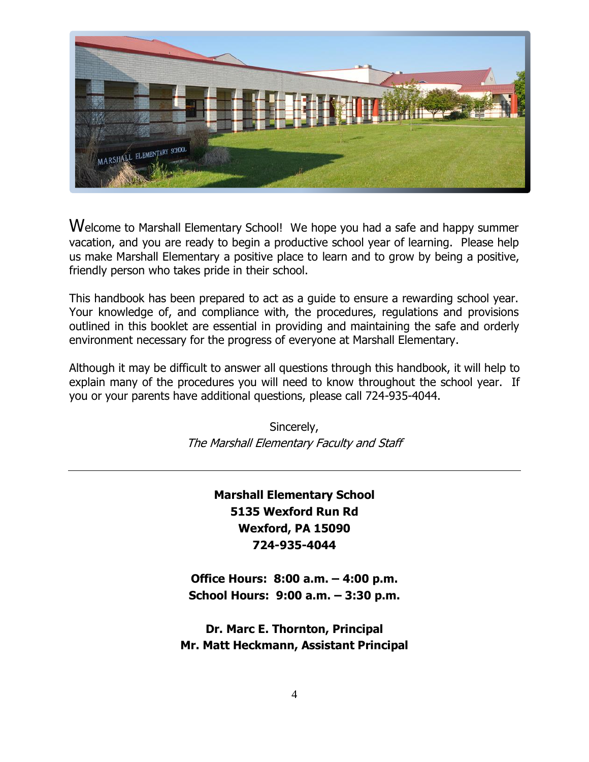Welcome to Marshall Elementary School! We hope you had a safe and happy summer vacation, and you are ready to begin a productive school year of learning. Please help us make Marshall Elementary a positive place to learn and to grow by being a positive, friendly person who takes pride in their school.

This handbook has been prepared to act as a guide to ensure a rewarding school year. Your knowledge of, and compliance with, the procedures, regulations and provisions outlined in this booklet are essential in providing and maintaining the safe and orderly environment necessary for the progress of everyone at Marshall Elementary.

Although it may be difficult to answer all questions through this handbook, it will help to explain many of the procedures you will need to know throughout the school year. If you or your parents have additional questions, please call 724-935-4044.

Sincerely,
*The Marshall Elementary Faculty and Staff*

---

**Marshall Elementary School**
**5135 Wexford Run Rd**
**Wexford, PA 15090**
**724-935-4044**

**Office Hours: 8:00 a.m. – 4:00 p.m.**
**School Hours: 9:00 a.m. – 3:30 p.m.**

**Dr. Marc E. Thornton, Principal**
**Mr. Matt Heckmann, Assistant Principal**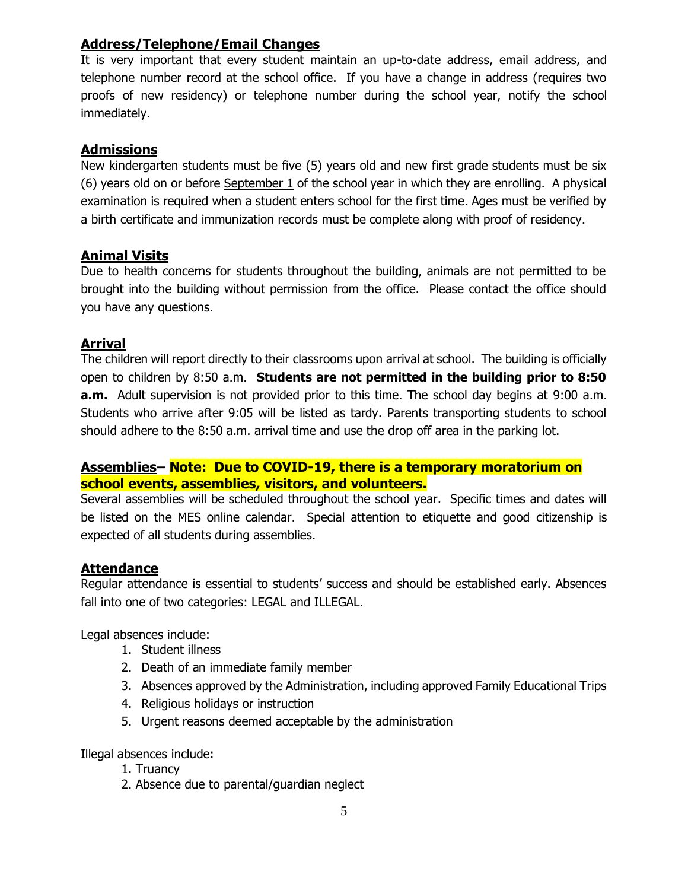## Address/Telephone/Email Changes

It is very important that every student maintain an up-to-date address, email address, and telephone number record at the school office. If you have a change in address (requires two proofs of new residency) or telephone number during the school year, notify the school immediately.

## Admissions

New kindergarten students must be five (5) years old and new first grade students must be six (6) years old on or before September 1 of the school year in which they are enrolling. A physical examination is required when a student enters school for the first time. Ages must be verified by a birth certificate and immunization records must be complete along with proof of residency.

## Animal Visits

Due to health concerns for students throughout the building, animals are not permitted to be brought into the building without permission from the office. Please contact the office should you have any questions.

## Arrival

The children will report directly to their classrooms upon arrival at school. The building is officially open to children by 8:50 a.m. **Students are not permitted in the building prior to 8:50 a.m.** Adult supervision is not provided prior to this time. The school day begins at 9:00 a.m. Students who arrive after 9:05 will be listed as tardy. Parents transporting students to school should adhere to the 8:50 a.m. arrival time and use the drop off area in the parking lot.

## Assemblies– Note: Due to COVID-19, there is a temporary moratorium on school events, assemblies, visitors, and volunteers.

Several assemblies will be scheduled throughout the school year. Specific times and dates will be listed on the MES online calendar. Special attention to etiquette and good citizenship is expected of all students during assemblies.

## Attendance

Regular attendance is essential to students' success and should be established early. Absences fall into one of two categories: LEGAL and ILLEGAL.

Legal absences include:

1. Student illness
2. Death of an immediate family member
3. Absences approved by the Administration, including approved Family Educational Trips
4. Religious holidays or instruction
5. Urgent reasons deemed acceptable by the administration

Illegal absences include:

1. Truancy
2. Absence due to parental/guardian neglect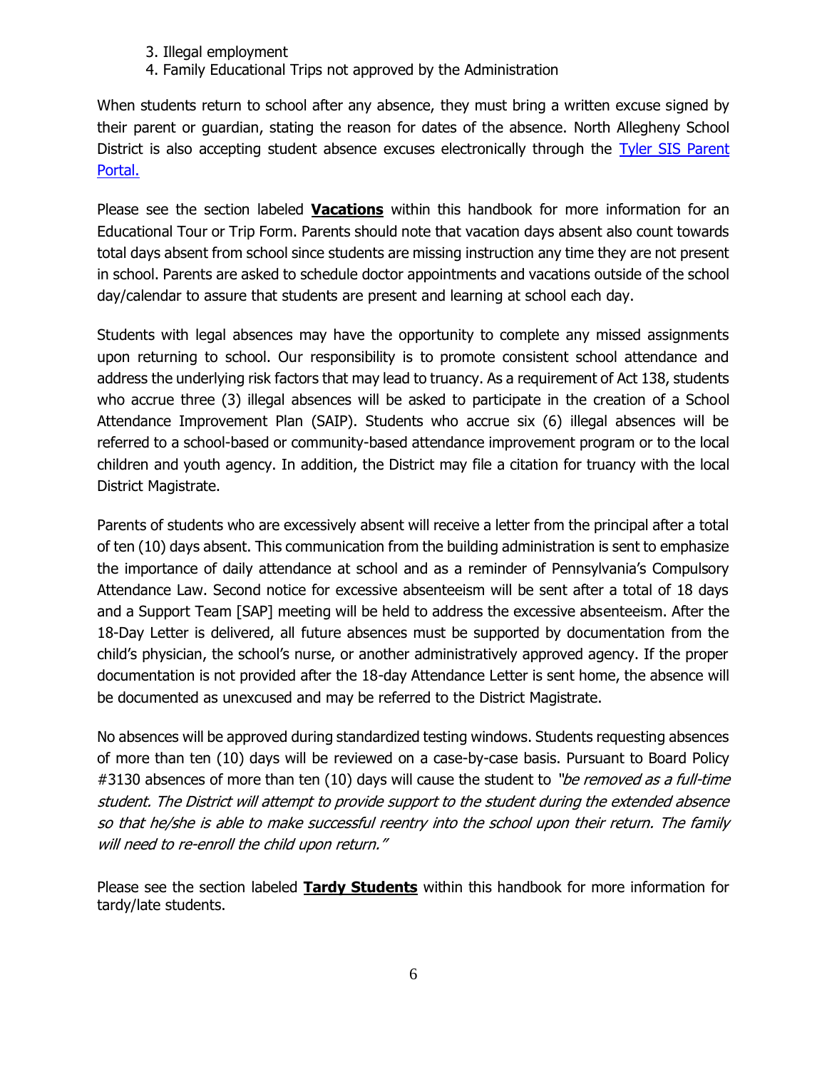3. Illegal employment
4. Family Educational Trips not approved by the Administration

When students return to school after any absence, they must bring a written excuse signed by their parent or guardian, stating the reason for dates of the absence. North Allegheny School District is also accepting student absence excuses electronically through the [Tyler SIS Parent Portal.]()

Please see the section labeled **Vacations** within this handbook for more information for an Educational Tour or Trip Form. Parents should note that vacation days absent also count towards total days absent from school since students are missing instruction any time they are not present in school. Parents are asked to schedule doctor appointments and vacations outside of the school day/calendar to assure that students are present and learning at school each day.

Students with legal absences may have the opportunity to complete any missed assignments upon returning to school. Our responsibility is to promote consistent school attendance and address the underlying risk factors that may lead to truancy. As a requirement of Act 138, students who accrue three (3) illegal absences will be asked to participate in the creation of a School Attendance Improvement Plan (SAIP). Students who accrue six (6) illegal absences will be referred to a school-based or community-based attendance improvement program or to the local children and youth agency. In addition, the District may file a citation for truancy with the local District Magistrate.

Parents of students who are excessively absent will receive a letter from the principal after a total of ten (10) days absent. This communication from the building administration is sent to emphasize the importance of daily attendance at school and as a reminder of Pennsylvania's Compulsory Attendance Law. Second notice for excessive absenteeism will be sent after a total of 18 days and a Support Team [SAP] meeting will be held to address the excessive absenteeism. After the 18-Day Letter is delivered, all future absences must be supported by documentation from the child's physician, the school's nurse, or another administratively approved agency. If the proper documentation is not provided after the 18-day Attendance Letter is sent home, the absence will be documented as unexcused and may be referred to the District Magistrate.

No absences will be approved during standardized testing windows. Students requesting absences of more than ten (10) days will be reviewed on a case-by-case basis. Pursuant to Board Policy #3130 absences of more than ten (10) days will cause the student to *"be removed as a full-time student. The District will attempt to provide support to the student during the extended absence so that he/she is able to make successful reentry into the school upon their return. The family will need to re-enroll the child upon return."*

Please see the section labeled **Tardy Students** within this handbook for more information for tardy/late students.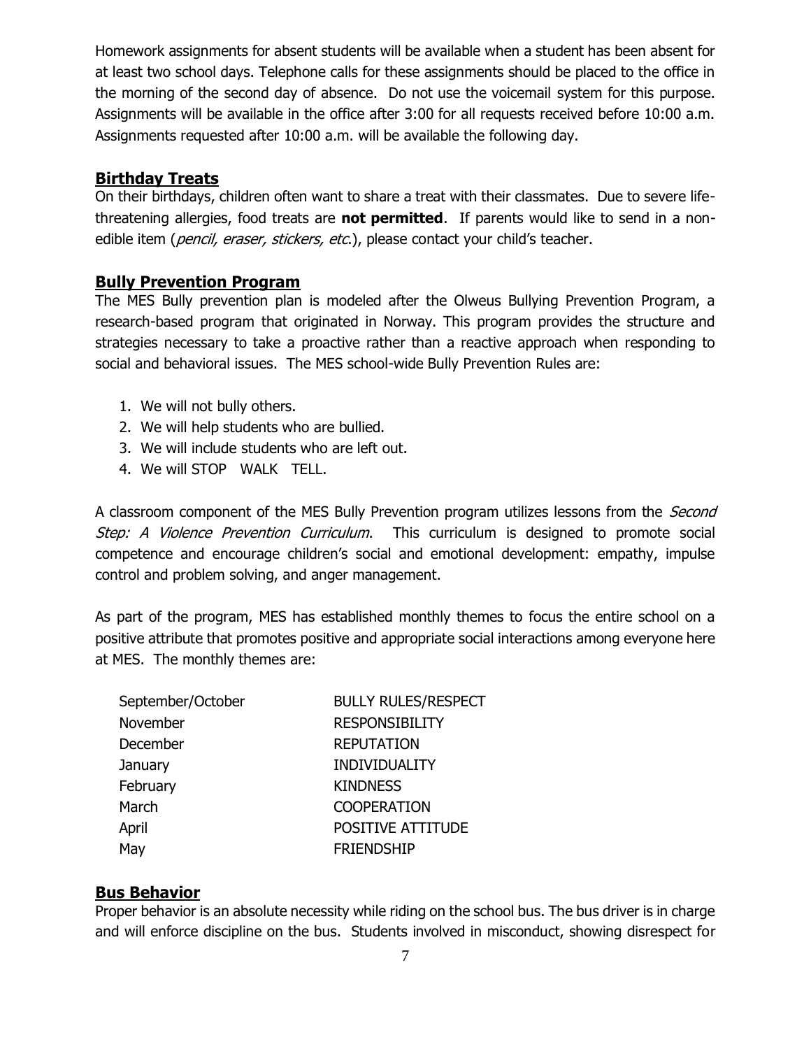Homework assignments for absent students will be available when a student has been absent for at least two school days. Telephone calls for these assignments should be placed to the office in the morning of the second day of absence. Do not use the voicemail system for this purpose. Assignments will be available in the office after 3:00 for all requests received before 10:00 a.m. Assignments requested after 10:00 a.m. will be available the following day.

## Birthday Treats

On their birthdays, children often want to share a treat with their classmates. Due to severe life-threatening allergies, food treats are **not permitted**. If parents would like to send in a non-edible item (*pencil, eraser, stickers, etc*.), please contact your child's teacher.

## Bully Prevention Program

The MES Bully prevention plan is modeled after the Olweus Bullying Prevention Program, a research-based program that originated in Norway. This program provides the structure and strategies necessary to take a proactive rather than a reactive approach when responding to social and behavioral issues. The MES school-wide Bully Prevention Rules are:

1. We will not bully others.
2. We will help students who are bullied.
3. We will include students who are left out.
4. We will STOP WALK TELL.

A classroom component of the MES Bully Prevention program utilizes lessons from the *Second Step: A Violence Prevention Curriculum*. This curriculum is designed to promote social competence and encourage children's social and emotional development: empathy, impulse control and problem solving, and anger management.

As part of the program, MES has established monthly themes to focus the entire school on a positive attribute that promotes positive and appropriate social interactions among everyone here at MES. The monthly themes are:

| Month | Theme |
|---|---|
| September/October | BULLY RULES/RESPECT |
| November | RESPONSIBILITY |
| December | REPUTATION |
| January | INDIVIDUALITY |
| February | KINDNESS |
| March | COOPERATION |
| April | POSITIVE ATTITUDE |
| May | FRIENDSHIP |

## Bus Behavior

Proper behavior is an absolute necessity while riding on the school bus. The bus driver is in charge and will enforce discipline on the bus. Students involved in misconduct, showing disrespect for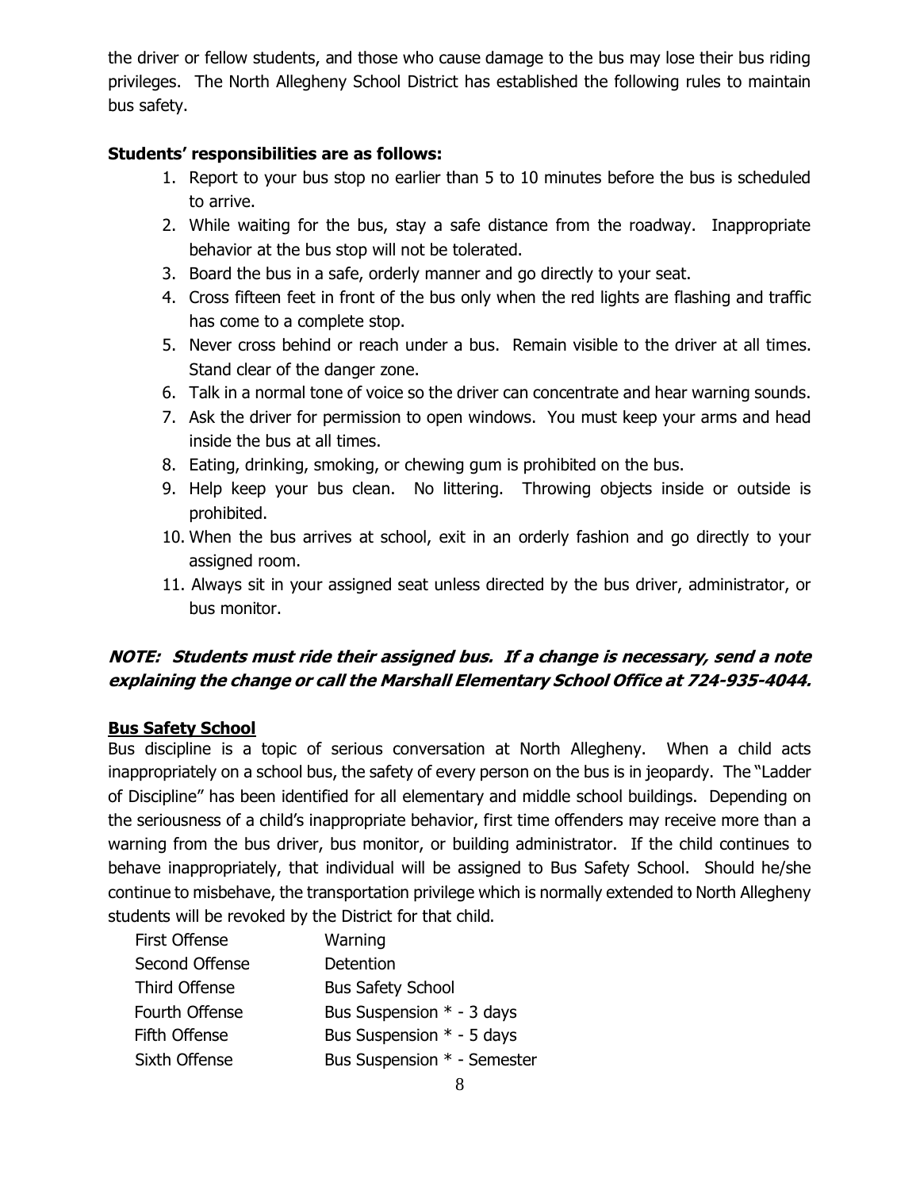the driver or fellow students, and those who cause damage to the bus may lose their bus riding privileges. The North Allegheny School District has established the following rules to maintain bus safety.

**Students' responsibilities are as follows:**

1. Report to your bus stop no earlier than 5 to 10 minutes before the bus is scheduled to arrive.
2. While waiting for the bus, stay a safe distance from the roadway. Inappropriate behavior at the bus stop will not be tolerated.
3. Board the bus in a safe, orderly manner and go directly to your seat.
4. Cross fifteen feet in front of the bus only when the red lights are flashing and traffic has come to a complete stop.
5. Never cross behind or reach under a bus. Remain visible to the driver at all times. Stand clear of the danger zone.
6. Talk in a normal tone of voice so the driver can concentrate and hear warning sounds.
7. Ask the driver for permission to open windows. You must keep your arms and head inside the bus at all times.
8. Eating, drinking, smoking, or chewing gum is prohibited on the bus.
9. Help keep your bus clean. No littering. Throwing objects inside or outside is prohibited.
10. When the bus arrives at school, exit in an orderly fashion and go directly to your assigned room.
11. Always sit in your assigned seat unless directed by the bus driver, administrator, or bus monitor.

***NOTE: Students must ride their assigned bus. If a change is necessary, send a note explaining the change or call the Marshall Elementary School Office at 724-935-4044.***

**Bus Safety School**

Bus discipline is a topic of serious conversation at North Allegheny. When a child acts inappropriately on a school bus, the safety of every person on the bus is in jeopardy. The "Ladder of Discipline" has been identified for all elementary and middle school buildings. Depending on the seriousness of a child's inappropriate behavior, first time offenders may receive more than a warning from the bus driver, bus monitor, or building administrator. If the child continues to behave inappropriately, that individual will be assigned to Bus Safety School. Should he/she continue to misbehave, the transportation privilege which is normally extended to North Allegheny students will be revoked by the District for that child.

| | |
|---|---|
| First Offense | Warning |
| Second Offense | Detention |
| Third Offense | Bus Safety School |
| Fourth Offense | Bus Suspension * - 3 days |
| Fifth Offense | Bus Suspension * - 5 days |
| Sixth Offense | Bus Suspension * - Semester |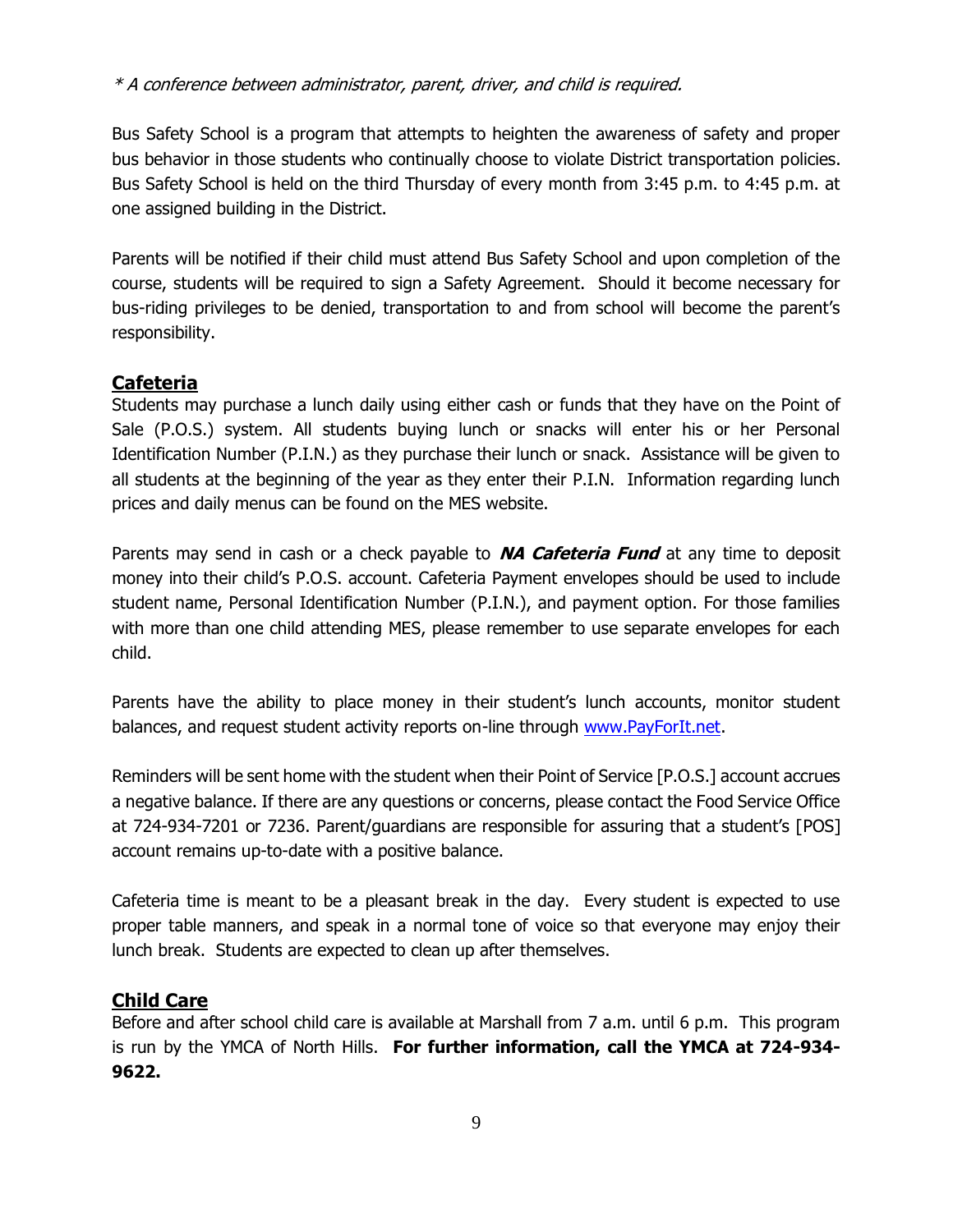*\* A conference between administrator, parent, driver, and child is required.*

Bus Safety School is a program that attempts to heighten the awareness of safety and proper bus behavior in those students who continually choose to violate District transportation policies. Bus Safety School is held on the third Thursday of every month from 3:45 p.m. to 4:45 p.m. at one assigned building in the District.

Parents will be notified if their child must attend Bus Safety School and upon completion of the course, students will be required to sign a Safety Agreement. Should it become necessary for bus-riding privileges to be denied, transportation to and from school will become the parent's responsibility.

## Cafeteria

Students may purchase a lunch daily using either cash or funds that they have on the Point of Sale (P.O.S.) system. All students buying lunch or snacks will enter his or her Personal Identification Number (P.I.N.) as they purchase their lunch or snack. Assistance will be given to all students at the beginning of the year as they enter their P.I.N. Information regarding lunch prices and daily menus can be found on the MES website.

Parents may send in cash or a check payable to ***NA Cafeteria Fund*** at any time to deposit money into their child's P.O.S. account. Cafeteria Payment envelopes should be used to include student name, Personal Identification Number (P.I.N.), and payment option. For those families with more than one child attending MES, please remember to use separate envelopes for each child.

Parents have the ability to place money in their student's lunch accounts, monitor student balances, and request student activity reports on-line through www.PayForIt.net.

Reminders will be sent home with the student when their Point of Service [P.O.S.] account accrues a negative balance. If there are any questions or concerns, please contact the Food Service Office at 724-934-7201 or 7236. Parent/guardians are responsible for assuring that a student's [POS] account remains up-to-date with a positive balance.

Cafeteria time is meant to be a pleasant break in the day. Every student is expected to use proper table manners, and speak in a normal tone of voice so that everyone may enjoy their lunch break. Students are expected to clean up after themselves.

## Child Care

Before and after school child care is available at Marshall from 7 a.m. until 6 p.m. This program is run by the YMCA of North Hills. **For further information, call the YMCA at 724-934-9622.**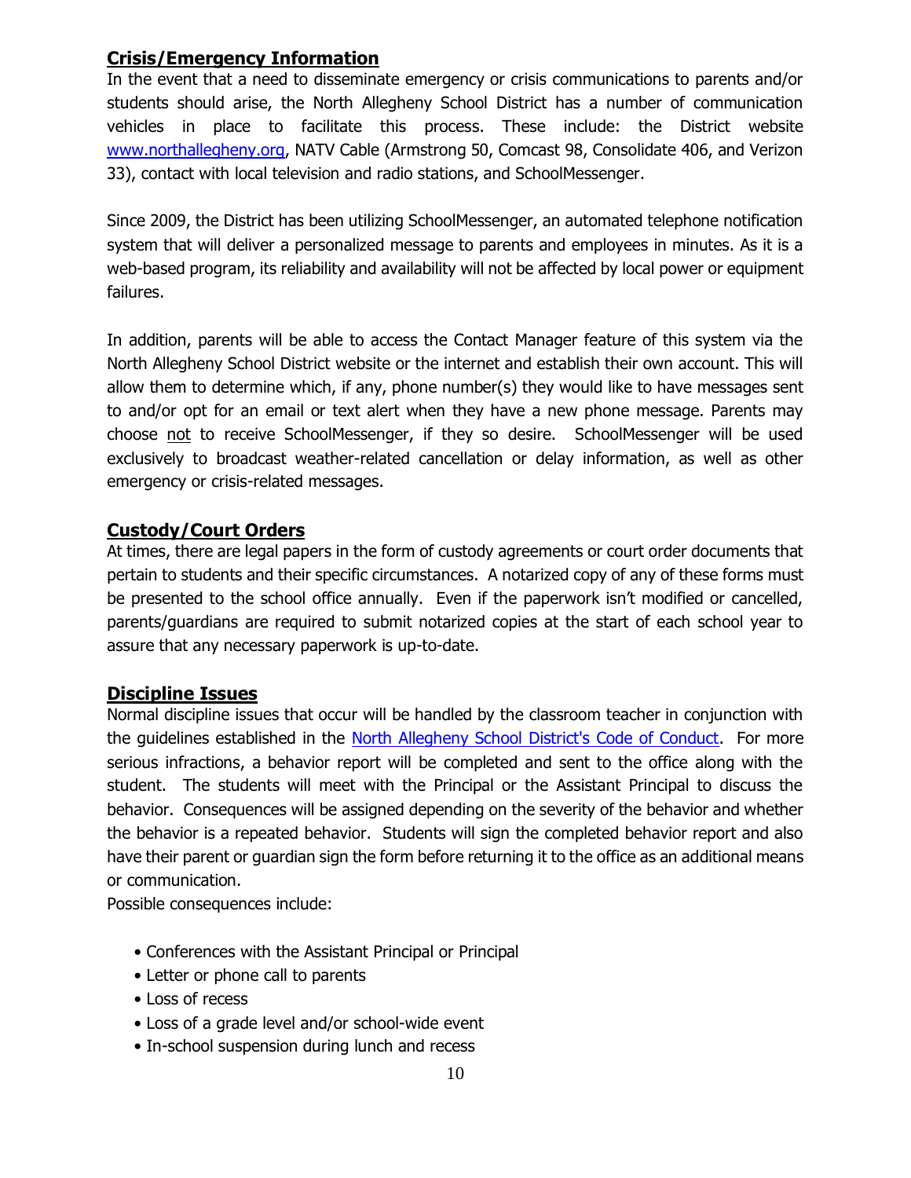## Crisis/Emergency Information

In the event that a need to disseminate emergency or crisis communications to parents and/or students should arise, the North Allegheny School District has a number of communication vehicles in place to facilitate this process. These include: the District website [www.northallegheny.org](http://www.northallegheny.org), NATV Cable (Armstrong 50, Comcast 98, Consolidate 406, and Verizon 33), contact with local television and radio stations, and SchoolMessenger.

Since 2009, the District has been utilizing SchoolMessenger, an automated telephone notification system that will deliver a personalized message to parents and employees in minutes. As it is a web-based program, its reliability and availability will not be affected by local power or equipment failures.

In addition, parents will be able to access the Contact Manager feature of this system via the North Allegheny School District website or the internet and establish their own account. This will allow them to determine which, if any, phone number(s) they would like to have messages sent to and/or opt for an email or text alert when they have a new phone message. Parents may choose <u>not</u> to receive SchoolMessenger, if they so desire. SchoolMessenger will be used exclusively to broadcast weather-related cancellation or delay information, as well as other emergency or crisis-related messages.

## Custody/Court Orders

At times, there are legal papers in the form of custody agreements or court order documents that pertain to students and their specific circumstances. A notarized copy of any of these forms must be presented to the school office annually. Even if the paperwork isn't modified or cancelled, parents/guardians are required to submit notarized copies at the start of each school year to assure that any necessary paperwork is up-to-date.

## Discipline Issues

Normal discipline issues that occur will be handled by the classroom teacher in conjunction with the guidelines established in the North Allegheny School District's Code of Conduct. For more serious infractions, a behavior report will be completed and sent to the office along with the student. The students will meet with the Principal or the Assistant Principal to discuss the behavior. Consequences will be assigned depending on the severity of the behavior and whether the behavior is a repeated behavior. Students will sign the completed behavior report and also have their parent or guardian sign the form before returning it to the office as an additional means or communication.

Possible consequences include:

- Conferences with the Assistant Principal or Principal
- Letter or phone call to parents
- Loss of recess
- Loss of a grade level and/or school-wide event
- In-school suspension during lunch and recess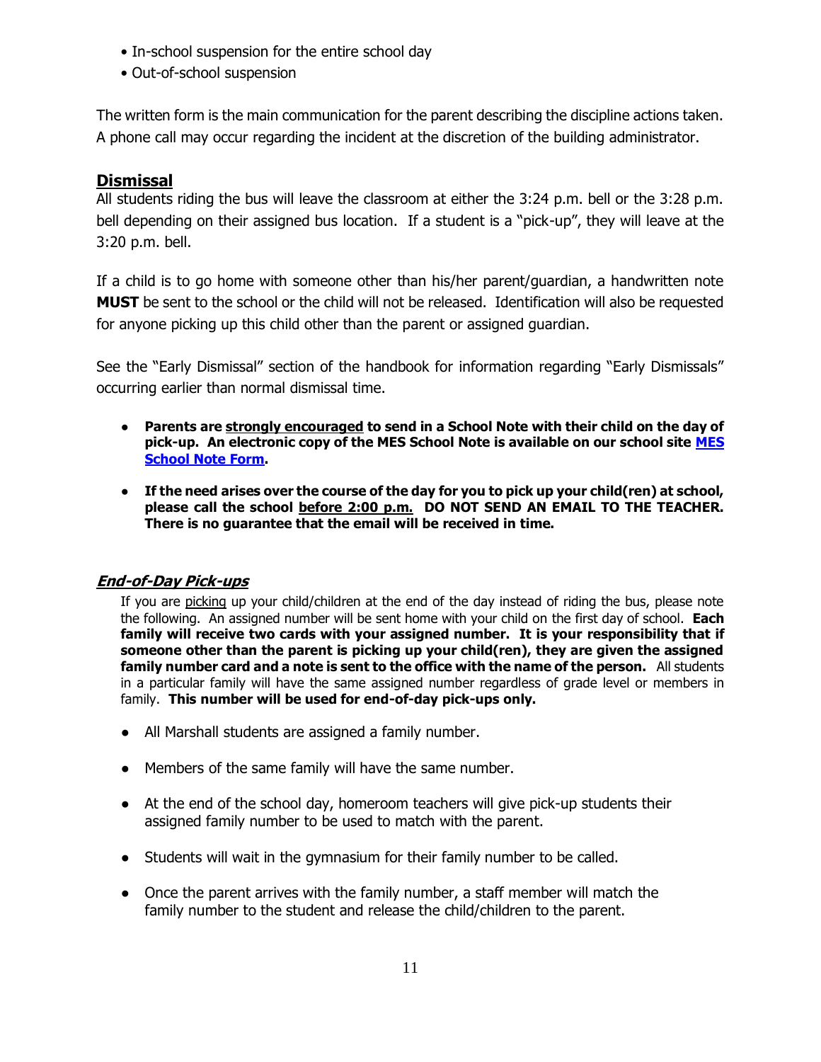- In-school suspension for the entire school day
- Out-of-school suspension

The written form is the main communication for the parent describing the discipline actions taken. A phone call may occur regarding the incident at the discretion of the building administrator.

## Dismissal

All students riding the bus will leave the classroom at either the 3:24 p.m. bell or the 3:28 p.m. bell depending on their assigned bus location. If a student is a "pick-up", they will leave at the 3:20 p.m. bell.

If a child is to go home with someone other than his/her parent/guardian, a handwritten note **MUST** be sent to the school or the child will not be released. Identification will also be requested for anyone picking up this child other than the parent or assigned guardian.

See the "Early Dismissal" section of the handbook for information regarding "Early Dismissals" occurring earlier than normal dismissal time.

- **Parents are <u>strongly encouraged</u> to send in a School Note with their child on the day of pick-up. An electronic copy of the MES School Note is available on our school site [MES School Note Form](#).**
- **If the need arises over the course of the day for you to pick up your child(ren) at school, please call the school <u>before 2:00 p.m.</u> DO NOT SEND AN EMAIL TO THE TEACHER. There is no guarantee that the email will be received in time.**

### ***End-of-Day Pick-ups***

If you are <u>picking</u> up your child/children at the end of the day instead of riding the bus, please note the following. An assigned number will be sent home with your child on the first day of school. **Each family will receive two cards with your assigned number. It is your responsibility that if someone other than the parent is picking up your child(ren), they are given the assigned family number card and a note is sent to the office with the name of the person.** All students in a particular family will have the same assigned number regardless of grade level or members in family. **This number will be used for end-of-day pick-ups only.**

- All Marshall students are assigned a family number.
- Members of the same family will have the same number.
- At the end of the school day, homeroom teachers will give pick-up students their assigned family number to be used to match with the parent.
- Students will wait in the gymnasium for their family number to be called.
- Once the parent arrives with the family number, a staff member will match the family number to the student and release the child/children to the parent.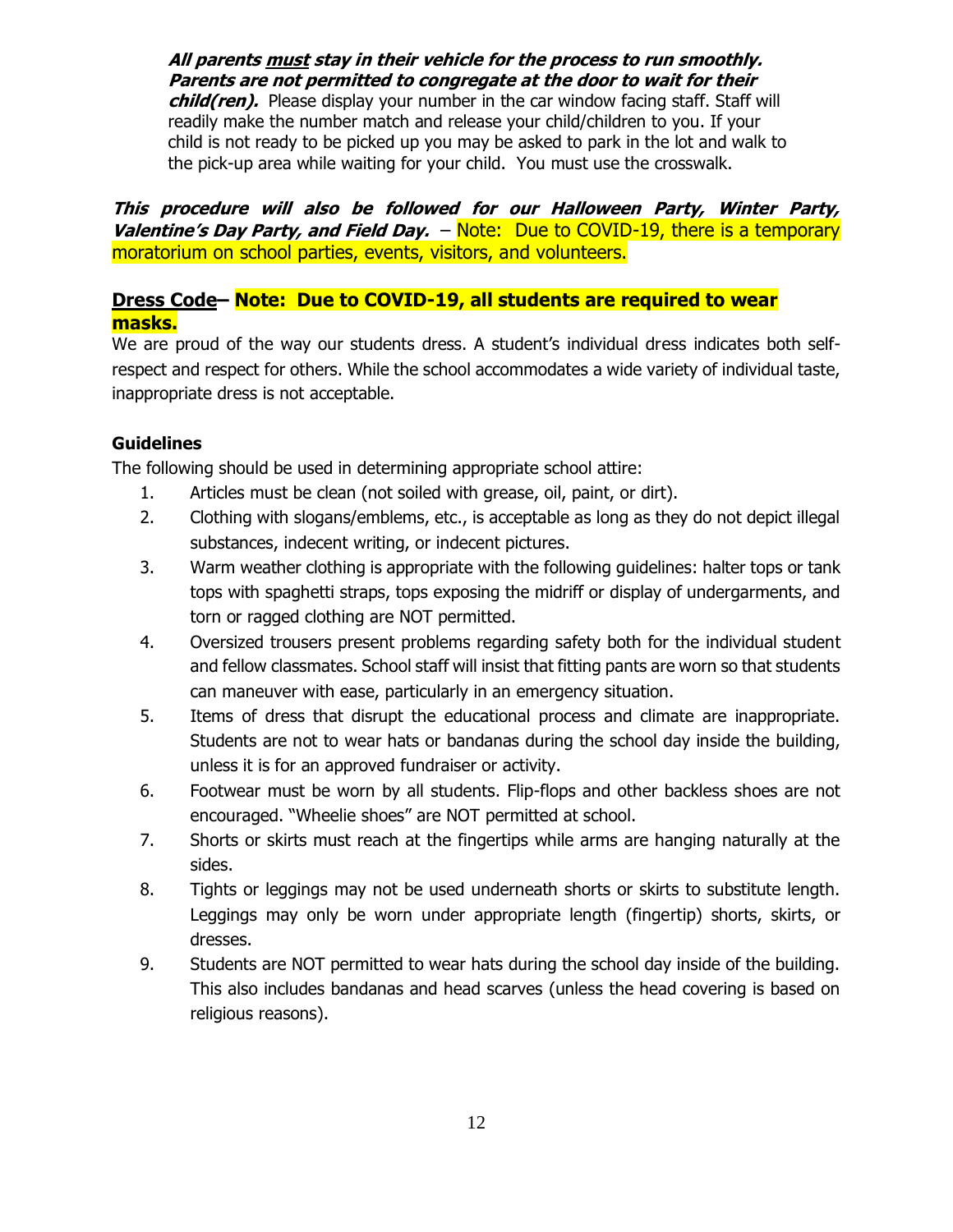***All parents <u>must</u> stay in their vehicle for the process to run smoothly. Parents are not permitted to congregate at the door to wait for their child(ren).*** Please display your number in the car window facing staff. Staff will readily make the number match and release your child/children to you. If your child is not ready to be picked up you may be asked to park in the lot and walk to the pick-up area while waiting for your child. You must use the crosswalk.

***This procedure will also be followed for our Halloween Party, Winter Party, Valentine's Day Party, and Field Day.*** – Note: Due to COVID-19, there is a temporary moratorium on school parties, events, visitors, and volunteers.

## <u>Dress Code</u>– Note: Due to COVID-19, all students are required to wear masks.

We are proud of the way our students dress. A student's individual dress indicates both self-respect and respect for others. While the school accommodates a wide variety of individual taste, inappropriate dress is not acceptable.

### Guidelines

The following should be used in determining appropriate school attire:

1. Articles must be clean (not soiled with grease, oil, paint, or dirt).
2. Clothing with slogans/emblems, etc., is acceptable as long as they do not depict illegal substances, indecent writing, or indecent pictures.
3. Warm weather clothing is appropriate with the following guidelines: halter tops or tank tops with spaghetti straps, tops exposing the midriff or display of undergarments, and torn or ragged clothing are NOT permitted.
4. Oversized trousers present problems regarding safety both for the individual student and fellow classmates. School staff will insist that fitting pants are worn so that students can maneuver with ease, particularly in an emergency situation.
5. Items of dress that disrupt the educational process and climate are inappropriate. Students are not to wear hats or bandanas during the school day inside the building, unless it is for an approved fundraiser or activity.
6. Footwear must be worn by all students. Flip-flops and other backless shoes are not encouraged. "Wheelie shoes" are NOT permitted at school.
7. Shorts or skirts must reach at the fingertips while arms are hanging naturally at the sides.
8. Tights or leggings may not be used underneath shorts or skirts to substitute length. Leggings may only be worn under appropriate length (fingertip) shorts, skirts, or dresses.
9. Students are NOT permitted to wear hats during the school day inside of the building. This also includes bandanas and head scarves (unless the head covering is based on religious reasons).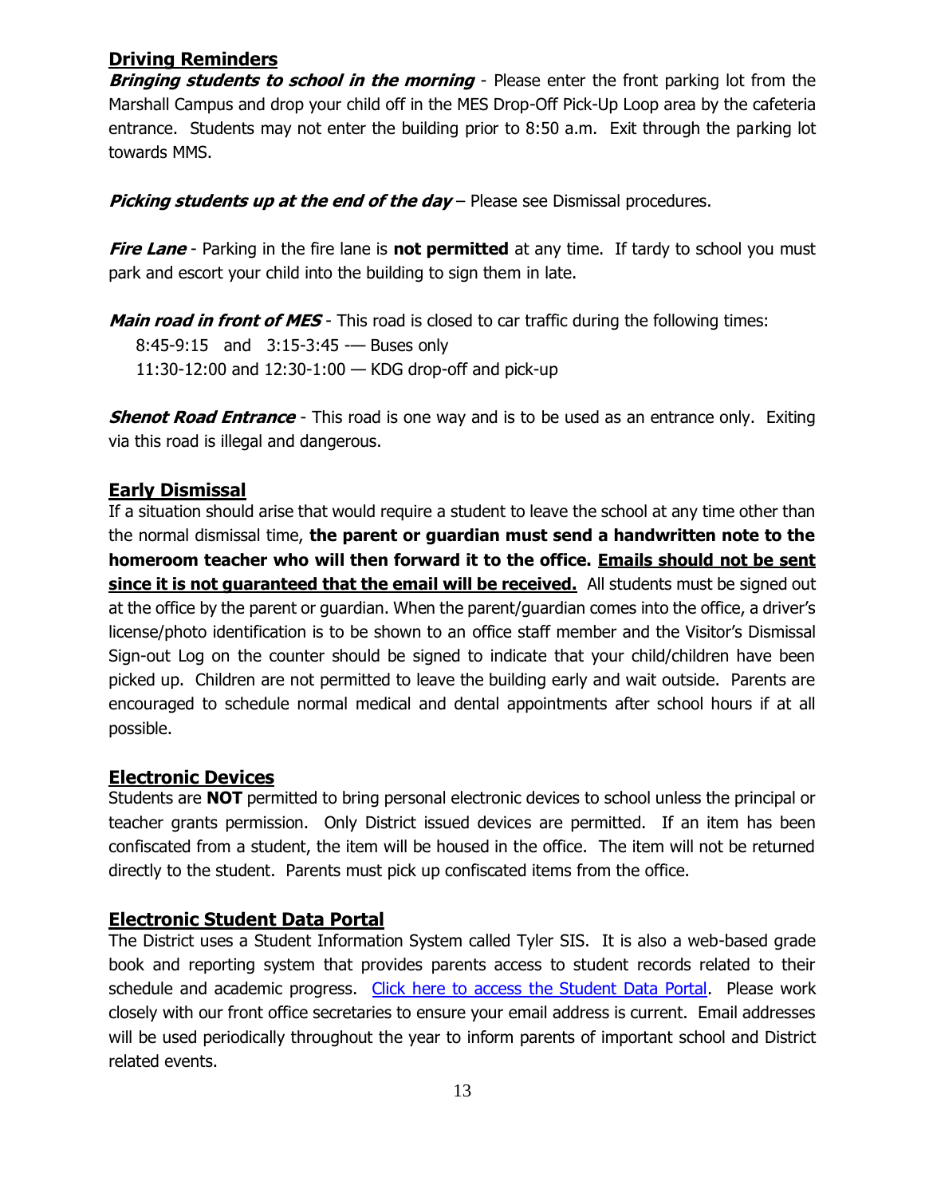## Driving Reminders

***Bringing students to school in the morning*** - Please enter the front parking lot from the Marshall Campus and drop your child off in the MES Drop-Off Pick-Up Loop area by the cafeteria entrance. Students may not enter the building prior to 8:50 a.m. Exit through the parking lot towards MMS.

***Picking students up at the end of the day*** – Please see Dismissal procedures.

***Fire Lane*** - Parking in the fire lane is **not permitted** at any time. If tardy to school you must park and escort your child into the building to sign them in late.

***Main road in front of MES*** - This road is closed to car traffic during the following times:

8:45-9:15 and 3:15-3:45 -— Buses only
11:30-12:00 and 12:30-1:00 — KDG drop-off and pick-up

***Shenot Road Entrance*** - This road is one way and is to be used as an entrance only. Exiting via this road is illegal and dangerous.

## Early Dismissal

If a situation should arise that would require a student to leave the school at any time other than the normal dismissal time, **the parent or guardian must send a handwritten note to the homeroom teacher who will then forward it to the office. Emails should not be sent since it is not guaranteed that the email will be received.** All students must be signed out at the office by the parent or guardian. When the parent/guardian comes into the office, a driver's license/photo identification is to be shown to an office staff member and the Visitor's Dismissal Sign-out Log on the counter should be signed to indicate that your child/children have been picked up. Children are not permitted to leave the building early and wait outside. Parents are encouraged to schedule normal medical and dental appointments after school hours if at all possible.

## Electronic Devices

Students are **NOT** permitted to bring personal electronic devices to school unless the principal or teacher grants permission. Only District issued devices are permitted. If an item has been confiscated from a student, the item will be housed in the office. The item will not be returned directly to the student. Parents must pick up confiscated items from the office.

## Electronic Student Data Portal

The District uses a Student Information System called Tyler SIS. It is also a web-based grade book and reporting system that provides parents access to student records related to their schedule and academic progress. Click here to access the Student Data Portal. Please work closely with our front office secretaries to ensure your email address is current. Email addresses will be used periodically throughout the year to inform parents of important school and District related events.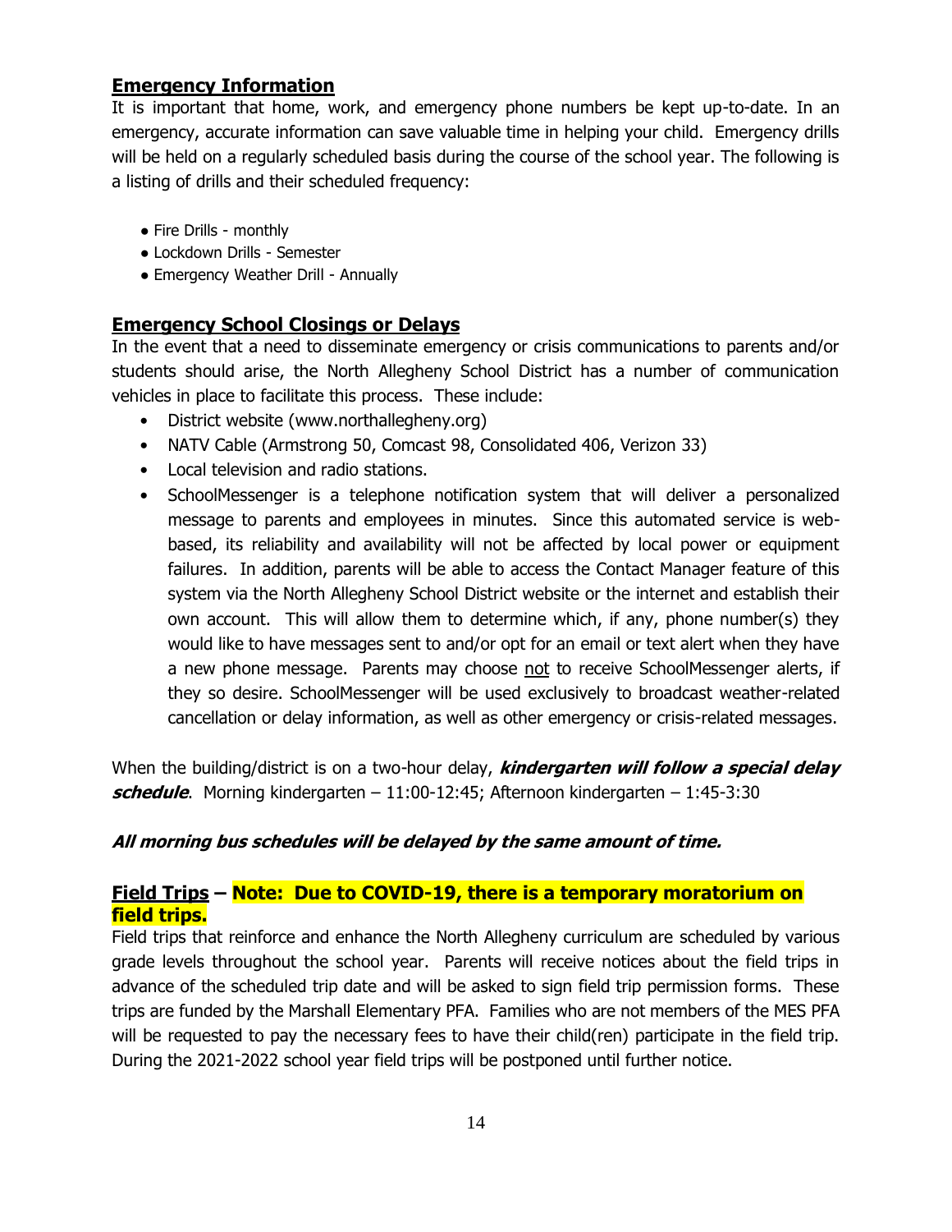## Emergency Information

It is important that home, work, and emergency phone numbers be kept up-to-date. In an emergency, accurate information can save valuable time in helping your child. Emergency drills will be held on a regularly scheduled basis during the course of the school year. The following is a listing of drills and their scheduled frequency:

- Fire Drills - monthly
- Lockdown Drills - Semester
- Emergency Weather Drill - Annually

## Emergency School Closings or Delays

In the event that a need to disseminate emergency or crisis communications to parents and/or students should arise, the North Allegheny School District has a number of communication vehicles in place to facilitate this process. These include:

- District website (www.northallegheny.org)
- NATV Cable (Armstrong 50, Comcast 98, Consolidated 406, Verizon 33)
- Local television and radio stations.
- SchoolMessenger is a telephone notification system that will deliver a personalized message to parents and employees in minutes. Since this automated service is web-based, its reliability and availability will not be affected by local power or equipment failures. In addition, parents will be able to access the Contact Manager feature of this system via the North Allegheny School District website or the internet and establish their own account. This will allow them to determine which, if any, phone number(s) they would like to have messages sent to and/or opt for an email or text alert when they have a new phone message. Parents may choose <u>not</u> to receive SchoolMessenger alerts, if they so desire. SchoolMessenger will be used exclusively to broadcast weather-related cancellation or delay information, as well as other emergency or crisis-related messages.

When the building/district is on a two-hour delay, ***kindergarten will follow a special delay schedule***. Morning kindergarten – 11:00-12:45; Afternoon kindergarten – 1:45-3:30

***All morning bus schedules will be delayed by the same amount of time.***

## Field Trips – Note: Due to COVID-19, there is a temporary moratorium on field trips.

Field trips that reinforce and enhance the North Allegheny curriculum are scheduled by various grade levels throughout the school year. Parents will receive notices about the field trips in advance of the scheduled trip date and will be asked to sign field trip permission forms. These trips are funded by the Marshall Elementary PFA. Families who are not members of the MES PFA will be requested to pay the necessary fees to have their child(ren) participate in the field trip. During the 2021-2022 school year field trips will be postponed until further notice.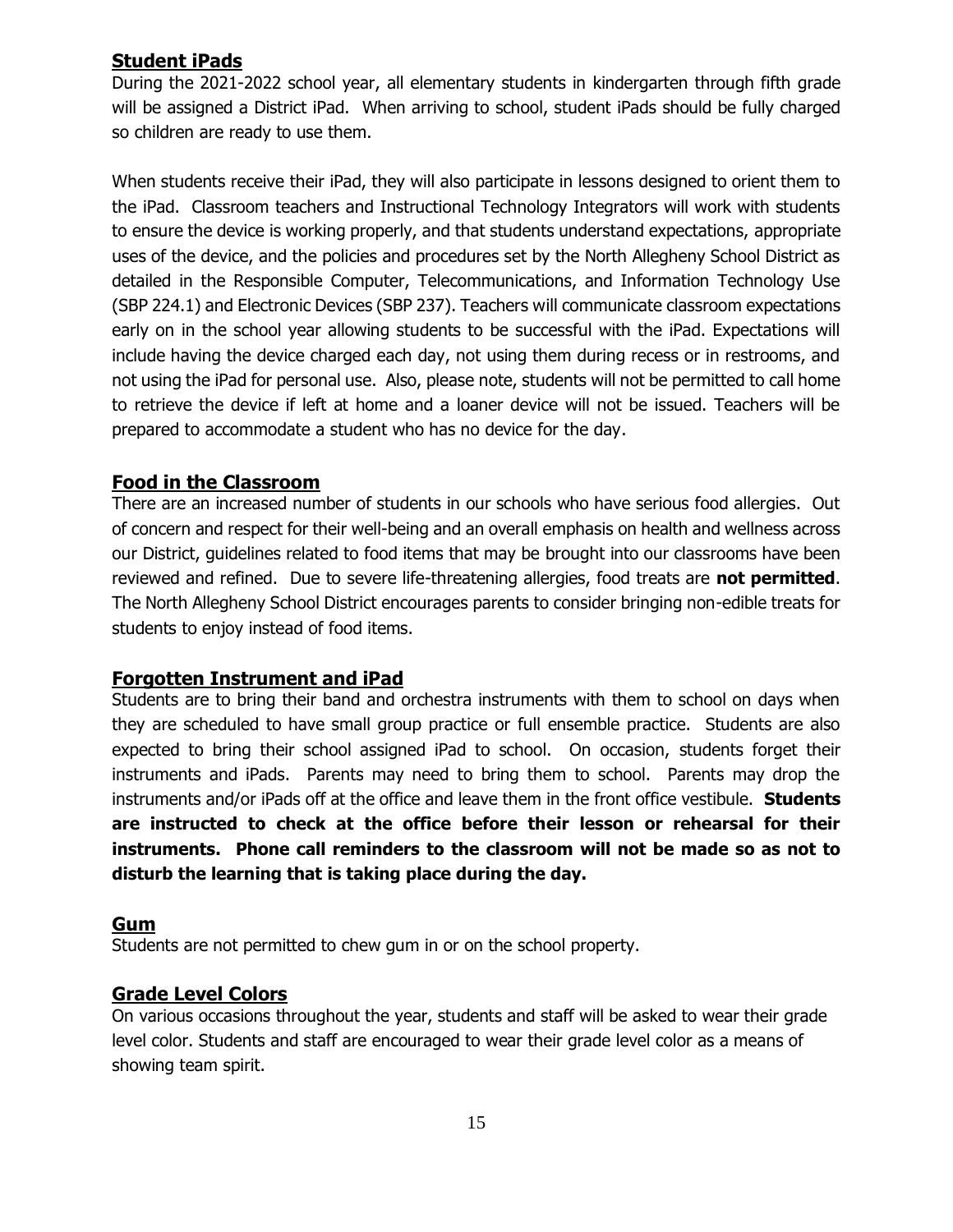## Student iPads

During the 2021-2022 school year, all elementary students in kindergarten through fifth grade will be assigned a District iPad. When arriving to school, student iPads should be fully charged so children are ready to use them.

When students receive their iPad, they will also participate in lessons designed to orient them to the iPad. Classroom teachers and Instructional Technology Integrators will work with students to ensure the device is working properly, and that students understand expectations, appropriate uses of the device, and the policies and procedures set by the North Allegheny School District as detailed in the Responsible Computer, Telecommunications, and Information Technology Use (SBP 224.1) and Electronic Devices (SBP 237). Teachers will communicate classroom expectations early on in the school year allowing students to be successful with the iPad. Expectations will include having the device charged each day, not using them during recess or in restrooms, and not using the iPad for personal use. Also, please note, students will not be permitted to call home to retrieve the device if left at home and a loaner device will not be issued. Teachers will be prepared to accommodate a student who has no device for the day.

## Food in the Classroom

There are an increased number of students in our schools who have serious food allergies. Out of concern and respect for their well-being and an overall emphasis on health and wellness across our District, guidelines related to food items that may be brought into our classrooms have been reviewed and refined. Due to severe life-threatening allergies, food treats are **not permitted**. The North Allegheny School District encourages parents to consider bringing non-edible treats for students to enjoy instead of food items.

## Forgotten Instrument and iPad

Students are to bring their band and orchestra instruments with them to school on days when they are scheduled to have small group practice or full ensemble practice. Students are also expected to bring their school assigned iPad to school. On occasion, students forget their instruments and iPads. Parents may need to bring them to school. Parents may drop the instruments and/or iPads off at the office and leave them in the front office vestibule. **Students are instructed to check at the office before their lesson or rehearsal for their instruments. Phone call reminders to the classroom will not be made so as not to disturb the learning that is taking place during the day.**

## Gum

Students are not permitted to chew gum in or on the school property.

## Grade Level Colors

On various occasions throughout the year, students and staff will be asked to wear their grade level color. Students and staff are encouraged to wear their grade level color as a means of showing team spirit.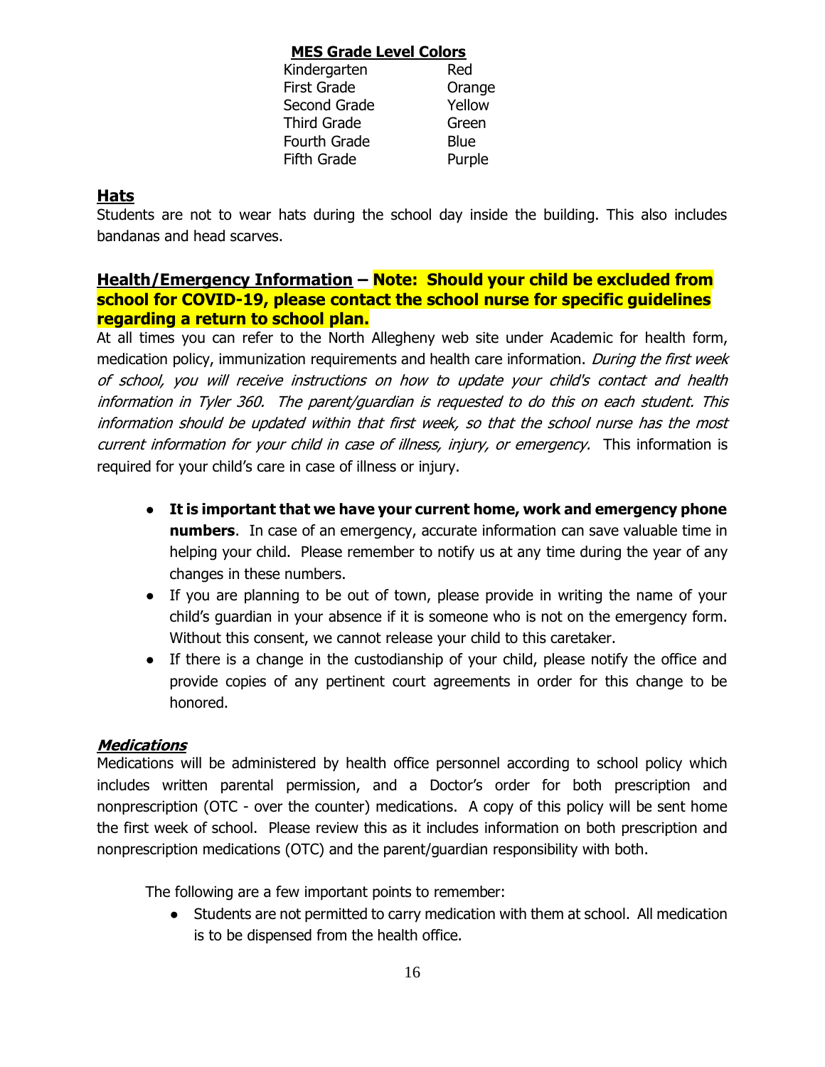**MES Grade Level Colors**

| Grade | Color |
| --- | --- |
| Kindergarten | Red |
| First Grade | Orange |
| Second Grade | Yellow |
| Third Grade | Green |
| Fourth Grade | Blue |
| Fifth Grade | Purple |

## Hats

Students are not to wear hats during the school day inside the building. This also includes bandanas and head scarves.

## Health/Emergency Information – Note: Should your child be excluded from school for COVID-19, please contact the school nurse for specific guidelines regarding a return to school plan.

At all times you can refer to the North Allegheny web site under Academic for health form, medication policy, immunization requirements and health care information. *During the first week of school, you will receive instructions on how to update your child's contact and health information in Tyler 360. The parent/guardian is requested to do this on each student. This information should be updated within that first week, so that the school nurse has the most current information for your child in case of illness, injury, or emergency.* This information is required for your child's care in case of illness or injury.

- **It is important that we have your current home, work and emergency phone numbers**. In case of an emergency, accurate information can save valuable time in helping your child. Please remember to notify us at any time during the year of any changes in these numbers.
- If you are planning to be out of town, please provide in writing the name of your child's guardian in your absence if it is someone who is not on the emergency form. Without this consent, we cannot release your child to this caretaker.
- If there is a change in the custodianship of your child, please notify the office and provide copies of any pertinent court agreements in order for this change to be honored.

### *Medications*

Medications will be administered by health office personnel according to school policy which includes written parental permission, and a Doctor's order for both prescription and nonprescription (OTC - over the counter) medications. A copy of this policy will be sent home the first week of school. Please review this as it includes information on both prescription and nonprescription medications (OTC) and the parent/guardian responsibility with both.

The following are a few important points to remember:

- Students are not permitted to carry medication with them at school. All medication is to be dispensed from the health office.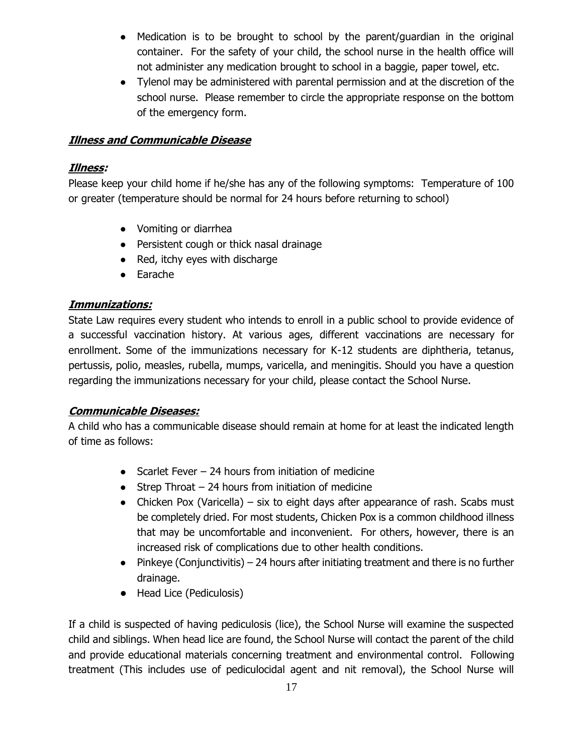- Medication is to be brought to school by the parent/guardian in the original container. For the safety of your child, the school nurse in the health office will not administer any medication brought to school in a baggie, paper towel, etc.
- Tylenol may be administered with parental permission and at the discretion of the school nurse. Please remember to circle the appropriate response on the bottom of the emergency form.

### ***Illness and Communicable Disease***

#### ***Illness:***

Please keep your child home if he/she has any of the following symptoms: Temperature of 100 or greater (temperature should be normal for 24 hours before returning to school)

- Vomiting or diarrhea
- Persistent cough or thick nasal drainage
- Red, itchy eyes with discharge
- Earache

#### ***Immunizations:***

State Law requires every student who intends to enroll in a public school to provide evidence of a successful vaccination history. At various ages, different vaccinations are necessary for enrollment. Some of the immunizations necessary for K-12 students are diphtheria, tetanus, pertussis, polio, measles, rubella, mumps, varicella, and meningitis. Should you have a question regarding the immunizations necessary for your child, please contact the School Nurse.

#### ***Communicable Diseases:***

A child who has a communicable disease should remain at home for at least the indicated length of time as follows:

- Scarlet Fever – 24 hours from initiation of medicine
- Strep Throat – 24 hours from initiation of medicine
- Chicken Pox (Varicella) – six to eight days after appearance of rash. Scabs must be completely dried. For most students, Chicken Pox is a common childhood illness that may be uncomfortable and inconvenient. For others, however, there is an increased risk of complications due to other health conditions.
- Pinkeye (Conjunctivitis) – 24 hours after initiating treatment and there is no further drainage.
- Head Lice (Pediculosis)

If a child is suspected of having pediculosis (lice), the School Nurse will examine the suspected child and siblings. When head lice are found, the School Nurse will contact the parent of the child and provide educational materials concerning treatment and environmental control. Following treatment (This includes use of pediculocidal agent and nit removal), the School Nurse will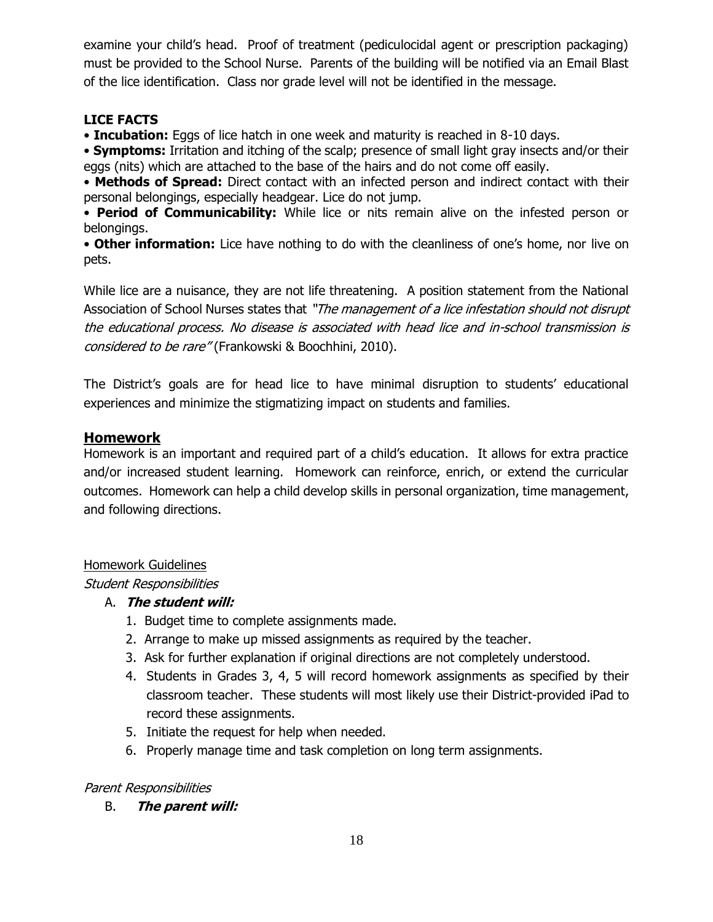examine your child's head. Proof of treatment (pediculocidal agent or prescription packaging) must be provided to the School Nurse. Parents of the building will be notified via an Email Blast of the lice identification. Class nor grade level will not be identified in the message.

**LICE FACTS**

- **Incubation:** Eggs of lice hatch in one week and maturity is reached in 8-10 days.
- **Symptoms:** Irritation and itching of the scalp; presence of small light gray insects and/or their eggs (nits) which are attached to the base of the hairs and do not come off easily.
- **Methods of Spread:** Direct contact with an infected person and indirect contact with their personal belongings, especially headgear. Lice do not jump.
- **Period of Communicability:** While lice or nits remain alive on the infested person or belongings.
- **Other information:** Lice have nothing to do with the cleanliness of one's home, nor live on pets.

While lice are a nuisance, they are not life threatening. A position statement from the National Association of School Nurses states that *"The management of a lice infestation should not disrupt the educational process. No disease is associated with head lice and in-school transmission is considered to be rare"* (Frankowski & Boochhini, 2010).

The District's goals are for head lice to have minimal disruption to students' educational experiences and minimize the stigmatizing impact on students and families.

## Homework

Homework is an important and required part of a child's education. It allows for extra practice and/or increased student learning. Homework can reinforce, enrich, or extend the curricular outcomes. Homework can help a child develop skills in personal organization, time management, and following directions.

Homework Guidelines

*Student Responsibilities*

A. ***The student will:***

1. Budget time to complete assignments made.
2. Arrange to make up missed assignments as required by the teacher.
3. Ask for further explanation if original directions are not completely understood.
4. Students in Grades 3, 4, 5 will record homework assignments as specified by their classroom teacher. These students will most likely use their District-provided iPad to record these assignments.
5. Initiate the request for help when needed.
6. Properly manage time and task completion on long term assignments.

*Parent Responsibilities*

B. ***The parent will:***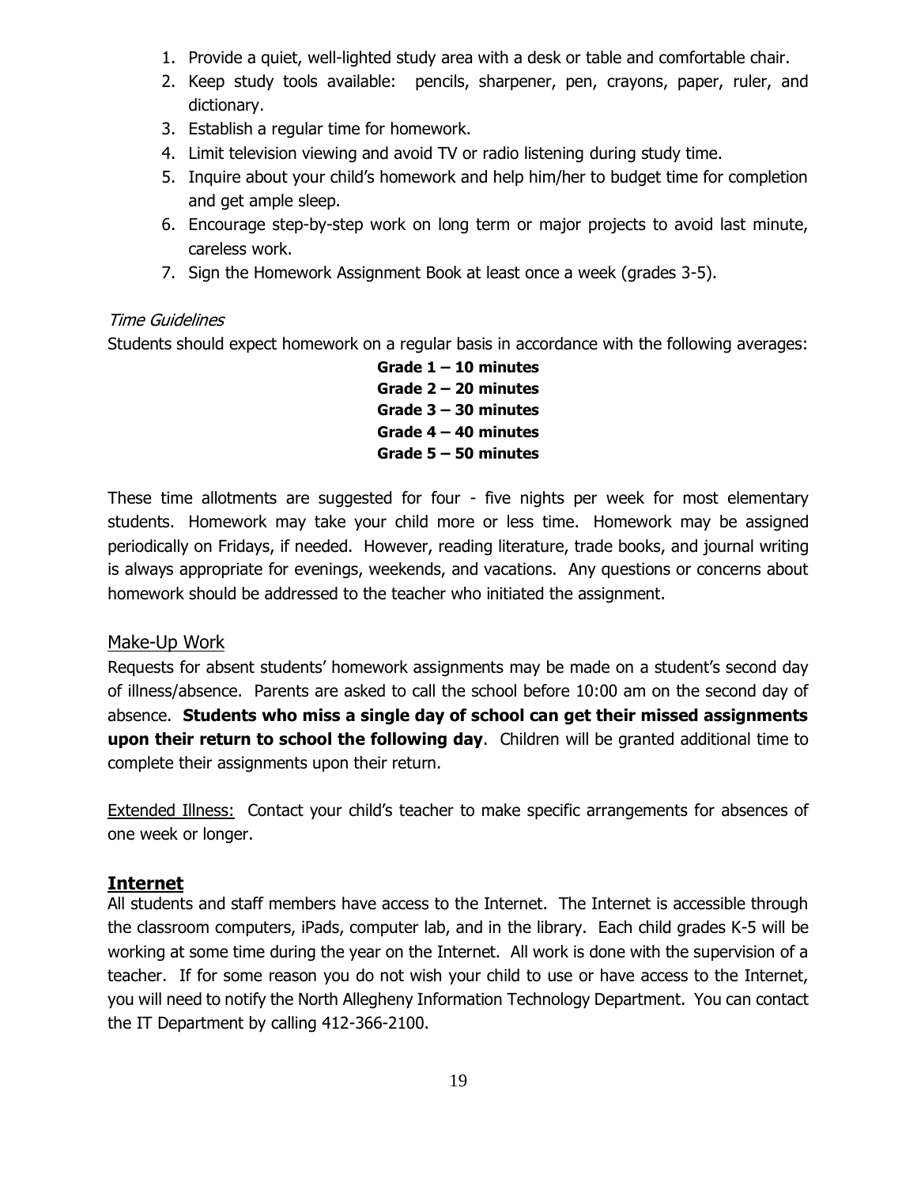1. Provide a quiet, well-lighted study area with a desk or table and comfortable chair.
2. Keep study tools available: pencils, sharpener, pen, crayons, paper, ruler, and dictionary.
3. Establish a regular time for homework.
4. Limit television viewing and avoid TV or radio listening during study time.
5. Inquire about your child's homework and help him/her to budget time for completion and get ample sleep.
6. Encourage step-by-step work on long term or major projects to avoid last minute, careless work.
7. Sign the Homework Assignment Book at least once a week (grades 3-5).

*Time Guidelines*

Students should expect homework on a regular basis in accordance with the following averages:

**Grade 1 – 10 minutes**
**Grade 2 – 20 minutes**
**Grade 3 – 30 minutes**
**Grade 4 – 40 minutes**
**Grade 5 – 50 minutes**

These time allotments are suggested for four - five nights per week for most elementary students. Homework may take your child more or less time. Homework may be assigned periodically on Fridays, if needed. However, reading literature, trade books, and journal writing is always appropriate for evenings, weekends, and vacations. Any questions or concerns about homework should be addressed to the teacher who initiated the assignment.

### Make-Up Work

Requests for absent students' homework assignments may be made on a student's second day of illness/absence. Parents are asked to call the school before 10:00 am on the second day of absence. **Students who miss a single day of school can get their missed assignments upon their return to school the following day**. Children will be granted additional time to complete their assignments upon their return.

Extended Illness: Contact your child's teacher to make specific arrangements for absences of one week or longer.

## Internet

All students and staff members have access to the Internet. The Internet is accessible through the classroom computers, iPads, computer lab, and in the library. Each child grades K-5 will be working at some time during the year on the Internet. All work is done with the supervision of a teacher. If for some reason you do not wish your child to use or have access to the Internet, you will need to notify the North Allegheny Information Technology Department. You can contact the IT Department by calling 412-366-2100.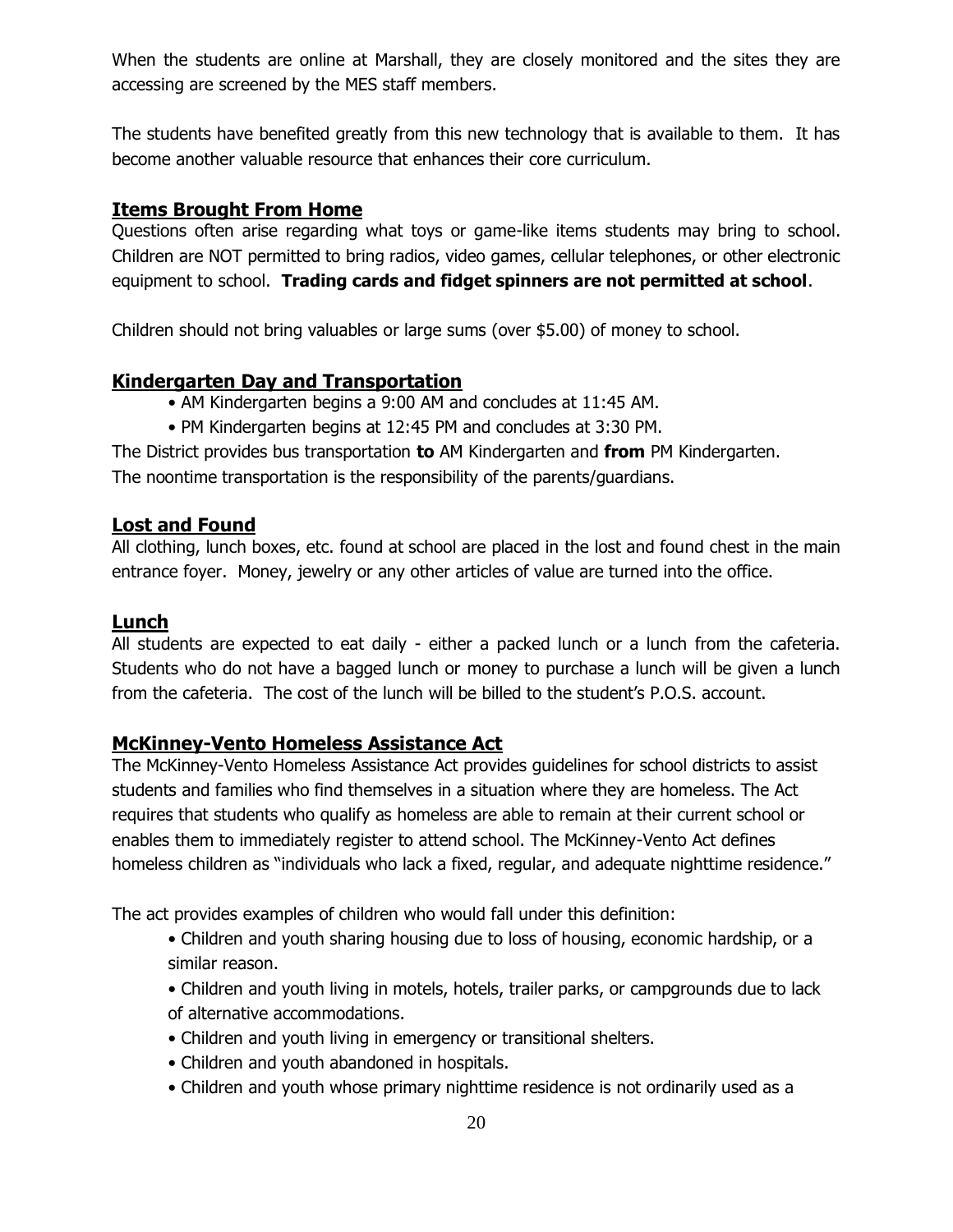When the students are online at Marshall, they are closely monitored and the sites they are accessing are screened by the MES staff members.

The students have benefited greatly from this new technology that is available to them. It has become another valuable resource that enhances their core curriculum.

## Items Brought From Home

Questions often arise regarding what toys or game-like items students may bring to school. Children are NOT permitted to bring radios, video games, cellular telephones, or other electronic equipment to school. **Trading cards and fidget spinners are not permitted at school**.

Children should not bring valuables or large sums (over $5.00) of money to school.

## Kindergarten Day and Transportation

- AM Kindergarten begins a 9:00 AM and concludes at 11:45 AM.
- PM Kindergarten begins at 12:45 PM and concludes at 3:30 PM.

The District provides bus transportation **to** AM Kindergarten and **from** PM Kindergarten. The noontime transportation is the responsibility of the parents/guardians.

## Lost and Found

All clothing, lunch boxes, etc. found at school are placed in the lost and found chest in the main entrance foyer. Money, jewelry or any other articles of value are turned into the office.

## Lunch

All students are expected to eat daily - either a packed lunch or a lunch from the cafeteria. Students who do not have a bagged lunch or money to purchase a lunch will be given a lunch from the cafeteria. The cost of the lunch will be billed to the student's P.O.S. account.

## McKinney-Vento Homeless Assistance Act

The McKinney-Vento Homeless Assistance Act provides guidelines for school districts to assist students and families who find themselves in a situation where they are homeless. The Act requires that students who qualify as homeless are able to remain at their current school or enables them to immediately register to attend school. The McKinney-Vento Act defines homeless children as "individuals who lack a fixed, regular, and adequate nighttime residence."

The act provides examples of children who would fall under this definition:

- Children and youth sharing housing due to loss of housing, economic hardship, or a similar reason.
- Children and youth living in motels, hotels, trailer parks, or campgrounds due to lack of alternative accommodations.
- Children and youth living in emergency or transitional shelters.
- Children and youth abandoned in hospitals.
- Children and youth whose primary nighttime residence is not ordinarily used as a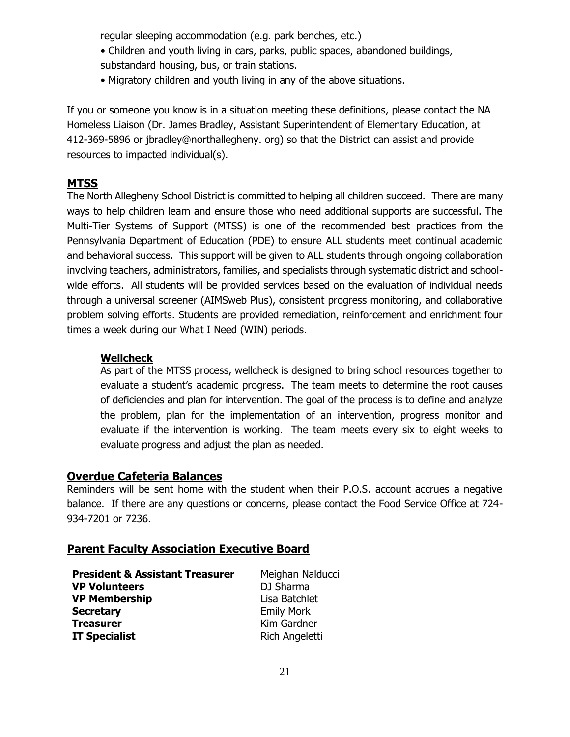regular sleeping accommodation (e.g. park benches, etc.)

- Children and youth living in cars, parks, public spaces, abandoned buildings, substandard housing, bus, or train stations.
- Migratory children and youth living in any of the above situations.

If you or someone you know is in a situation meeting these definitions, please contact the NA Homeless Liaison (Dr. James Bradley, Assistant Superintendent of Elementary Education, at 412-369-5896 or jbradley@northallegheny. org) so that the District can assist and provide resources to impacted individual(s).

## MTSS

The North Allegheny School District is committed to helping all children succeed. There are many ways to help children learn and ensure those who need additional supports are successful. The Multi-Tier Systems of Support (MTSS) is one of the recommended best practices from the Pennsylvania Department of Education (PDE) to ensure ALL students meet continual academic and behavioral success. This support will be given to ALL students through ongoing collaboration involving teachers, administrators, families, and specialists through systematic district and school-wide efforts. All students will be provided services based on the evaluation of individual needs through a universal screener (AIMSweb Plus), consistent progress monitoring, and collaborative problem solving efforts. Students are provided remediation, reinforcement and enrichment four times a week during our What I Need (WIN) periods.

### Wellcheck

As part of the MTSS process, wellcheck is designed to bring school resources together to evaluate a student's academic progress. The team meets to determine the root causes of deficiencies and plan for intervention. The goal of the process is to define and analyze the problem, plan for the implementation of an intervention, progress monitor and evaluate if the intervention is working. The team meets every six to eight weeks to evaluate progress and adjust the plan as needed.

## Overdue Cafeteria Balances

Reminders will be sent home with the student when their P.O.S. account accrues a negative balance. If there are any questions or concerns, please contact the Food Service Office at 724-934-7201 or 7236.

## Parent Faculty Association Executive Board

| | |
|---|---|
| **President & Assistant Treasurer** | Meighan Nalducci |
| **VP Volunteers** | DJ Sharma |
| **VP Membership** | Lisa Batchlet |
| **Secretary** | Emily Mork |
| **Treasurer** | Kim Gardner |
| **IT Specialist** | Rich Angeletti |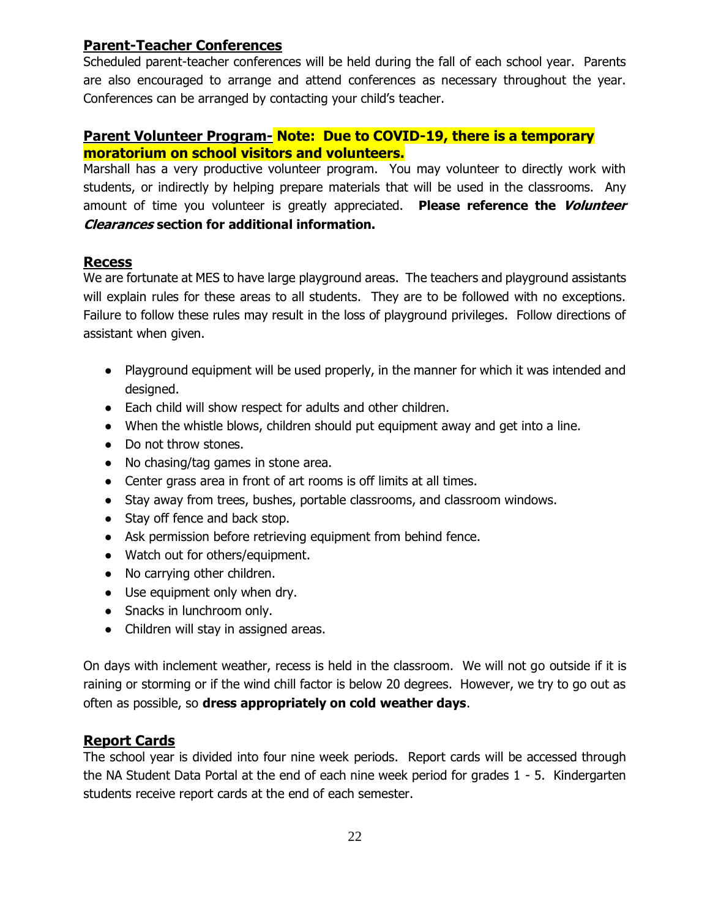## Parent-Teacher Conferences

Scheduled parent-teacher conferences will be held during the fall of each school year. Parents are also encouraged to arrange and attend conferences as necessary throughout the year. Conferences can be arranged by contacting your child's teacher.

## Parent Volunteer Program- Note: Due to COVID-19, there is a temporary moratorium on school visitors and volunteers.

Marshall has a very productive volunteer program. You may volunteer to directly work with students, or indirectly by helping prepare materials that will be used in the classrooms. Any amount of time you volunteer is greatly appreciated. **Please reference the *Volunteer Clearances* section for additional information.**

## Recess

We are fortunate at MES to have large playground areas. The teachers and playground assistants will explain rules for these areas to all students. They are to be followed with no exceptions. Failure to follow these rules may result in the loss of playground privileges. Follow directions of assistant when given.

- Playground equipment will be used properly, in the manner for which it was intended and designed.
- Each child will show respect for adults and other children.
- When the whistle blows, children should put equipment away and get into a line.
- Do not throw stones.
- No chasing/tag games in stone area.
- Center grass area in front of art rooms is off limits at all times.
- Stay away from trees, bushes, portable classrooms, and classroom windows.
- Stay off fence and back stop.
- Ask permission before retrieving equipment from behind fence.
- Watch out for others/equipment.
- No carrying other children.
- Use equipment only when dry.
- Snacks in lunchroom only.
- Children will stay in assigned areas.

On days with inclement weather, recess is held in the classroom. We will not go outside if it is raining or storming or if the wind chill factor is below 20 degrees. However, we try to go out as often as possible, so **dress appropriately on cold weather days**.

## Report Cards

The school year is divided into four nine week periods. Report cards will be accessed through the NA Student Data Portal at the end of each nine week period for grades 1 - 5. Kindergarten students receive report cards at the end of each semester.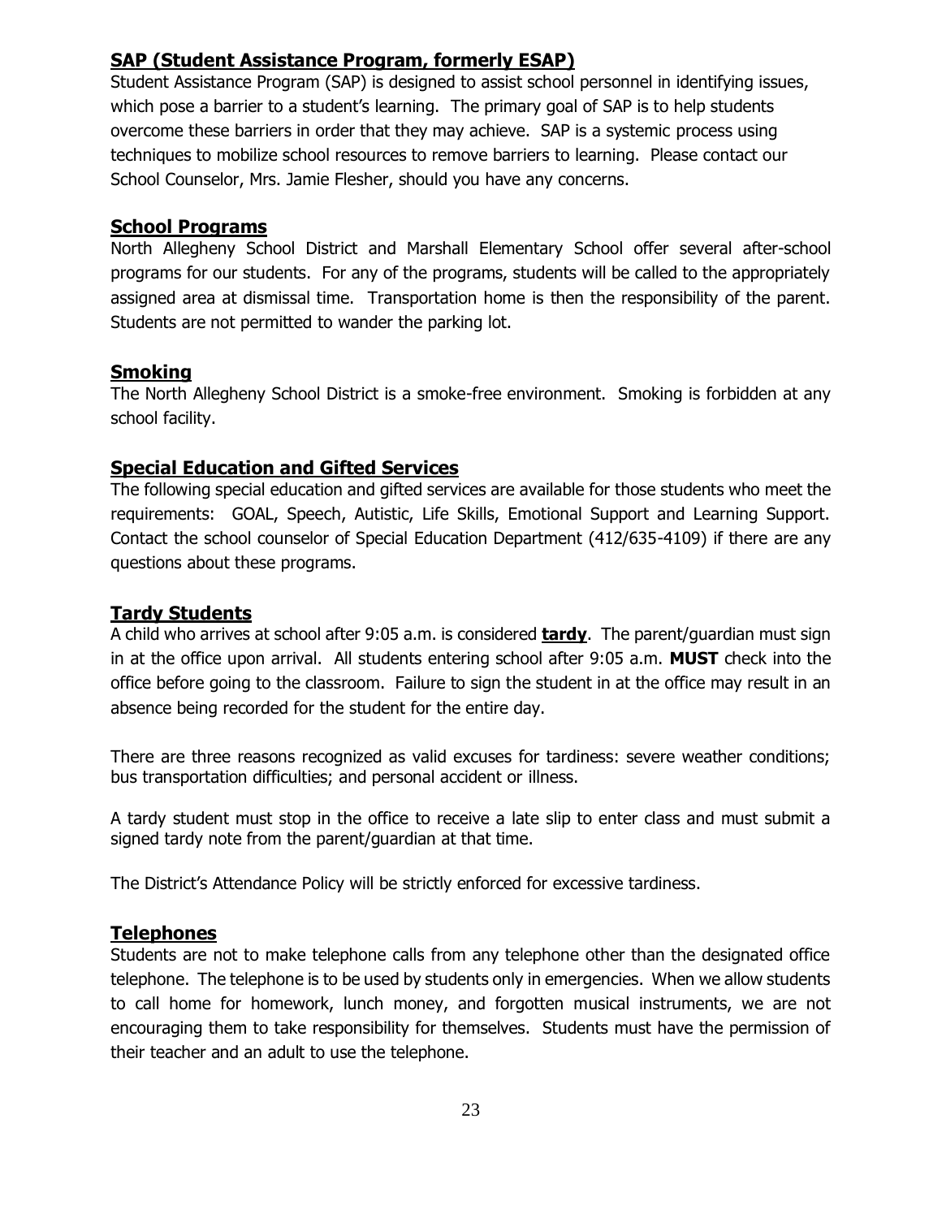## SAP (Student Assistance Program, formerly ESAP)

Student Assistance Program (SAP) is designed to assist school personnel in identifying issues, which pose a barrier to a student's learning. The primary goal of SAP is to help students overcome these barriers in order that they may achieve. SAP is a systemic process using techniques to mobilize school resources to remove barriers to learning. Please contact our School Counselor, Mrs. Jamie Flesher, should you have any concerns.

## School Programs

North Allegheny School District and Marshall Elementary School offer several after-school programs for our students. For any of the programs, students will be called to the appropriately assigned area at dismissal time. Transportation home is then the responsibility of the parent. Students are not permitted to wander the parking lot.

## Smoking

The North Allegheny School District is a smoke-free environment. Smoking is forbidden at any school facility.

## Special Education and Gifted Services

The following special education and gifted services are available for those students who meet the requirements: GOAL, Speech, Autistic, Life Skills, Emotional Support and Learning Support. Contact the school counselor of Special Education Department (412/635-4109) if there are any questions about these programs.

## Tardy Students

A child who arrives at school after 9:05 a.m. is considered **tardy**. The parent/guardian must sign in at the office upon arrival. All students entering school after 9:05 a.m. **MUST** check into the office before going to the classroom. Failure to sign the student in at the office may result in an absence being recorded for the student for the entire day.

There are three reasons recognized as valid excuses for tardiness: severe weather conditions; bus transportation difficulties; and personal accident or illness.

A tardy student must stop in the office to receive a late slip to enter class and must submit a signed tardy note from the parent/guardian at that time.

The District's Attendance Policy will be strictly enforced for excessive tardiness.

## Telephones

Students are not to make telephone calls from any telephone other than the designated office telephone. The telephone is to be used by students only in emergencies. When we allow students to call home for homework, lunch money, and forgotten musical instruments, we are not encouraging them to take responsibility for themselves. Students must have the permission of their teacher and an adult to use the telephone.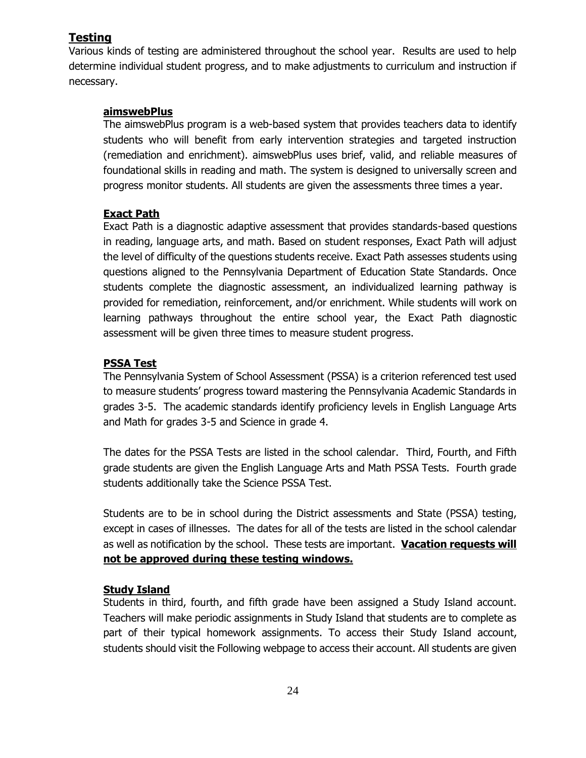## Testing

Various kinds of testing are administered throughout the school year. Results are used to help determine individual student progress, and to make adjustments to curriculum and instruction if necessary.

### aimswebPlus

The aimswebPlus program is a web-based system that provides teachers data to identify students who will benefit from early intervention strategies and targeted instruction (remediation and enrichment). aimswebPlus uses brief, valid, and reliable measures of foundational skills in reading and math. The system is designed to universally screen and progress monitor students. All students are given the assessments three times a year.

### Exact Path

Exact Path is a diagnostic adaptive assessment that provides standards-based questions in reading, language arts, and math. Based on student responses, Exact Path will adjust the level of difficulty of the questions students receive. Exact Path assesses students using questions aligned to the Pennsylvania Department of Education State Standards. Once students complete the diagnostic assessment, an individualized learning pathway is provided for remediation, reinforcement, and/or enrichment. While students will work on learning pathways throughout the entire school year, the Exact Path diagnostic assessment will be given three times to measure student progress.

### PSSA Test

The Pennsylvania System of School Assessment (PSSA) is a criterion referenced test used to measure students' progress toward mastering the Pennsylvania Academic Standards in grades 3-5. The academic standards identify proficiency levels in English Language Arts and Math for grades 3-5 and Science in grade 4.

The dates for the PSSA Tests are listed in the school calendar. Third, Fourth, and Fifth grade students are given the English Language Arts and Math PSSA Tests. Fourth grade students additionally take the Science PSSA Test.

Students are to be in school during the District assessments and State (PSSA) testing, except in cases of illnesses. The dates for all of the tests are listed in the school calendar as well as notification by the school. These tests are important. **Vacation requests will not be approved during these testing windows.**

### Study Island

Students in third, fourth, and fifth grade have been assigned a Study Island account. Teachers will make periodic assignments in Study Island that students are to complete as part of their typical homework assignments. To access their Study Island account, students should visit the Following webpage to access their account. All students are given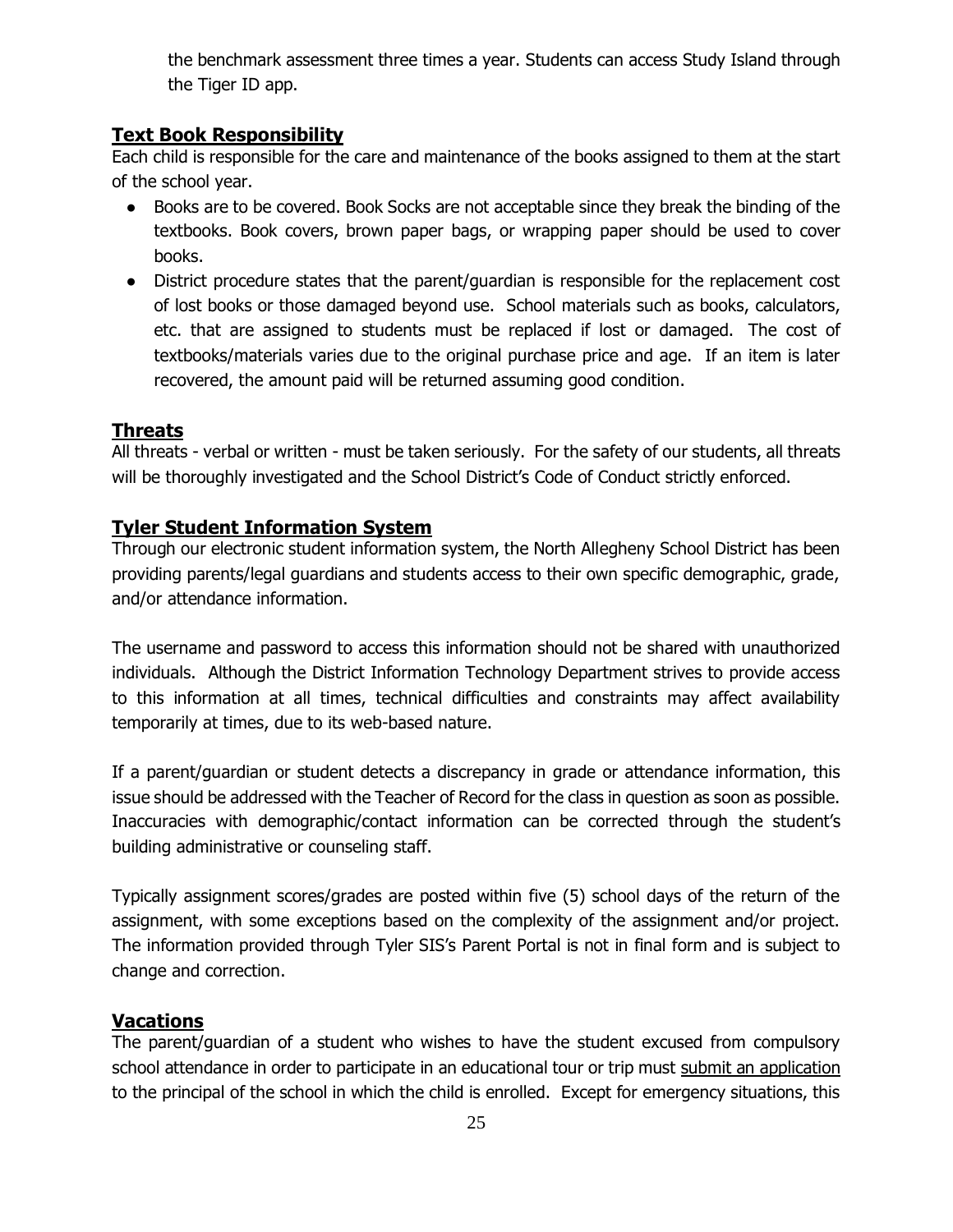the benchmark assessment three times a year. Students can access Study Island through the Tiger ID app.

## Text Book Responsibility

Each child is responsible for the care and maintenance of the books assigned to them at the start of the school year.

- Books are to be covered. Book Socks are not acceptable since they break the binding of the textbooks. Book covers, brown paper bags, or wrapping paper should be used to cover books.
- District procedure states that the parent/guardian is responsible for the replacement cost of lost books or those damaged beyond use. School materials such as books, calculators, etc. that are assigned to students must be replaced if lost or damaged. The cost of textbooks/materials varies due to the original purchase price and age. If an item is later recovered, the amount paid will be returned assuming good condition.

## Threats

All threats - verbal or written - must be taken seriously. For the safety of our students, all threats will be thoroughly investigated and the School District's Code of Conduct strictly enforced.

## Tyler Student Information System

Through our electronic student information system, the North Allegheny School District has been providing parents/legal guardians and students access to their own specific demographic, grade, and/or attendance information.

The username and password to access this information should not be shared with unauthorized individuals. Although the District Information Technology Department strives to provide access to this information at all times, technical difficulties and constraints may affect availability temporarily at times, due to its web-based nature.

If a parent/guardian or student detects a discrepancy in grade or attendance information, this issue should be addressed with the Teacher of Record for the class in question as soon as possible. Inaccuracies with demographic/contact information can be corrected through the student's building administrative or counseling staff.

Typically assignment scores/grades are posted within five (5) school days of the return of the assignment, with some exceptions based on the complexity of the assignment and/or project. The information provided through Tyler SIS's Parent Portal is not in final form and is subject to change and correction.

## Vacations

The parent/guardian of a student who wishes to have the student excused from compulsory school attendance in order to participate in an educational tour or trip must submit an application to the principal of the school in which the child is enrolled. Except for emergency situations, this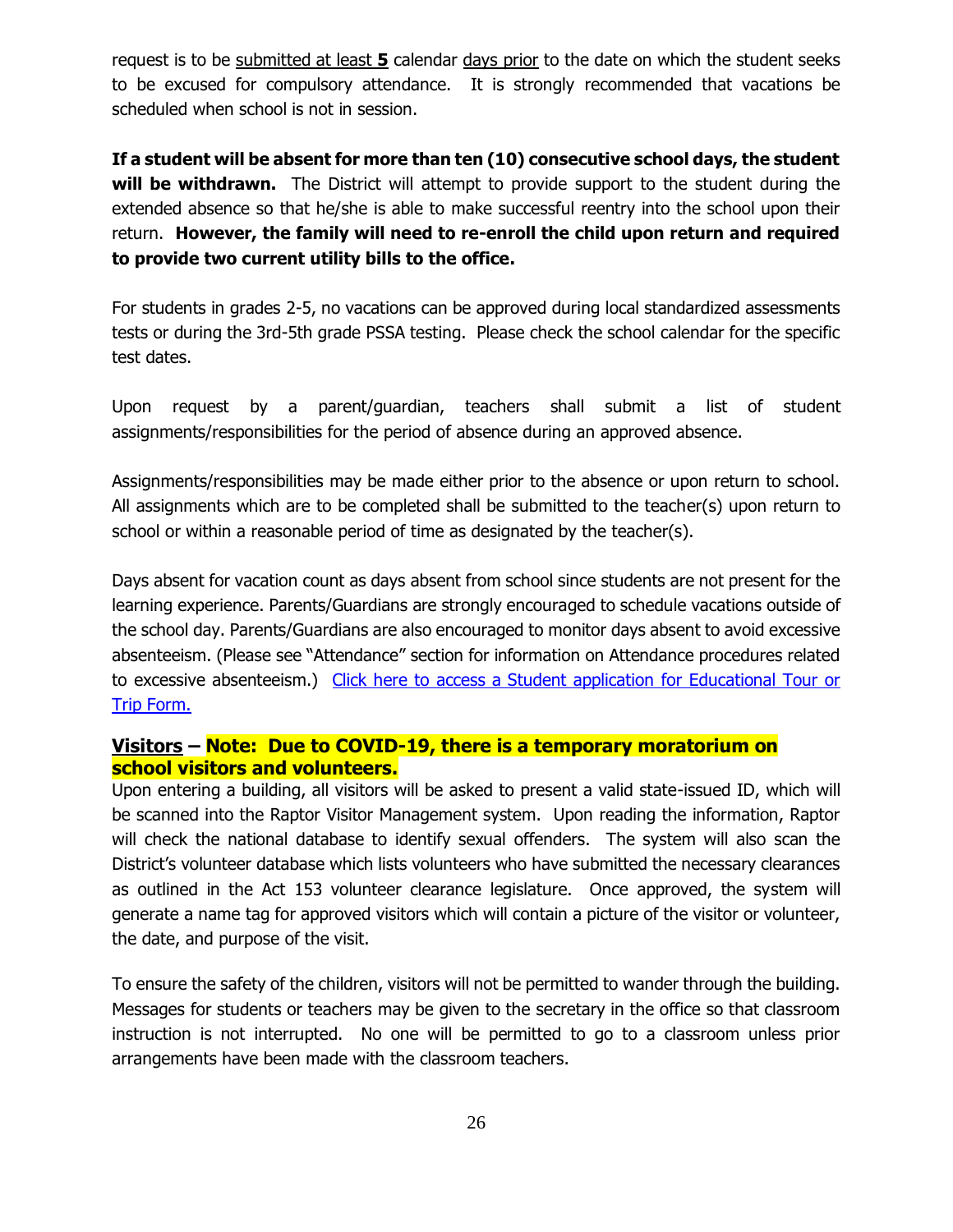request is to be submitted at least **5** calendar days prior to the date on which the student seeks to be excused for compulsory attendance. It is strongly recommended that vacations be scheduled when school is not in session.

**If a student will be absent for more than ten (10) consecutive school days, the student will be withdrawn.** The District will attempt to provide support to the student during the extended absence so that he/she is able to make successful reentry into the school upon their return. **However, the family will need to re-enroll the child upon return and required to provide two current utility bills to the office.**

For students in grades 2-5, no vacations can be approved during local standardized assessments tests or during the 3rd-5th grade PSSA testing. Please check the school calendar for the specific test dates.

Upon request by a parent/guardian, teachers shall submit a list of student assignments/responsibilities for the period of absence during an approved absence.

Assignments/responsibilities may be made either prior to the absence or upon return to school. All assignments which are to be completed shall be submitted to the teacher(s) upon return to school or within a reasonable period of time as designated by the teacher(s).

Days absent for vacation count as days absent from school since students are not present for the learning experience. Parents/Guardians are strongly encouraged to schedule vacations outside of the school day. Parents/Guardians are also encouraged to monitor days absent to avoid excessive absenteeism. (Please see "Attendance" section for information on Attendance procedures related to excessive absenteeism.) Click here to access a Student application for Educational Tour or Trip Form.

**Visitors – Note: Due to COVID-19, there is a temporary moratorium on school visitors and volunteers.**

Upon entering a building, all visitors will be asked to present a valid state-issued ID, which will be scanned into the Raptor Visitor Management system. Upon reading the information, Raptor will check the national database to identify sexual offenders. The system will also scan the District's volunteer database which lists volunteers who have submitted the necessary clearances as outlined in the Act 153 volunteer clearance legislature. Once approved, the system will generate a name tag for approved visitors which will contain a picture of the visitor or volunteer, the date, and purpose of the visit.

To ensure the safety of the children, visitors will not be permitted to wander through the building. Messages for students or teachers may be given to the secretary in the office so that classroom instruction is not interrupted. No one will be permitted to go to a classroom unless prior arrangements have been made with the classroom teachers.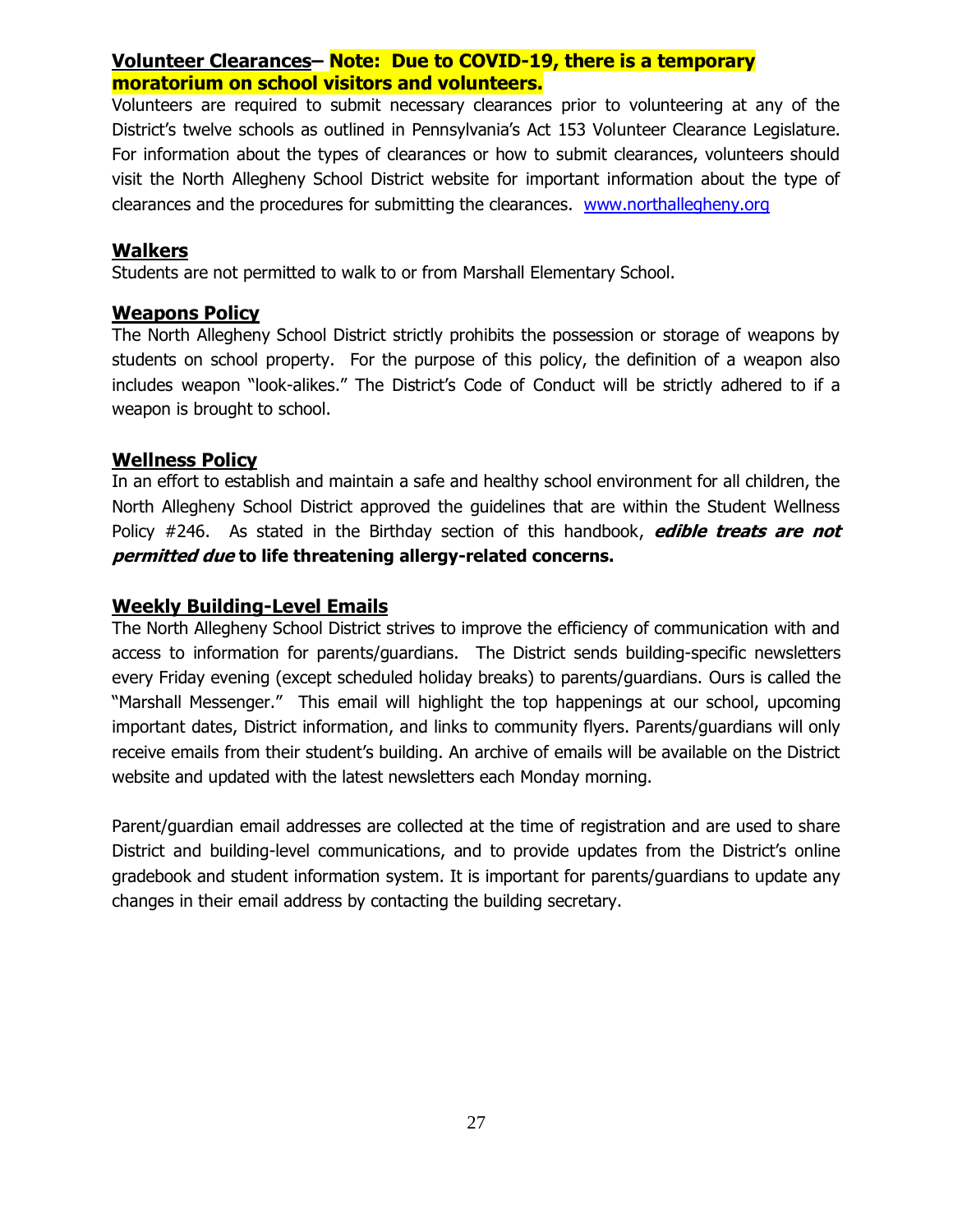**Volunteer Clearances– Note: Due to COVID-19, there is a temporary moratorium on school visitors and volunteers.**

Volunteers are required to submit necessary clearances prior to volunteering at any of the District's twelve schools as outlined in Pennsylvania's Act 153 Volunteer Clearance Legislature. For information about the types of clearances or how to submit clearances, volunteers should visit the North Allegheny School District website for important information about the type of clearances and the procedures for submitting the clearances. [www.northallegheny.org](http://www.northallegheny.org)

**Walkers**

Students are not permitted to walk to or from Marshall Elementary School.

**Weapons Policy**

The North Allegheny School District strictly prohibits the possession or storage of weapons by students on school property. For the purpose of this policy, the definition of a weapon also includes weapon "look-alikes." The District's Code of Conduct will be strictly adhered to if a weapon is brought to school.

**Wellness Policy**

In an effort to establish and maintain a safe and healthy school environment for all children, the North Allegheny School District approved the guidelines that are within the Student Wellness Policy #246. As stated in the Birthday section of this handbook, ***edible treats are not permitted due*** **to life threatening allergy-related concerns.**

**Weekly Building-Level Emails**

The North Allegheny School District strives to improve the efficiency of communication with and access to information for parents/guardians. The District sends building-specific newsletters every Friday evening (except scheduled holiday breaks) to parents/guardians. Ours is called the "Marshall Messenger." This email will highlight the top happenings at our school, upcoming important dates, District information, and links to community flyers. Parents/guardians will only receive emails from their student's building. An archive of emails will be available on the District website and updated with the latest newsletters each Monday morning.

Parent/guardian email addresses are collected at the time of registration and are used to share District and building-level communications, and to provide updates from the District's online gradebook and student information system. It is important for parents/guardians to update any changes in their email address by contacting the building secretary.